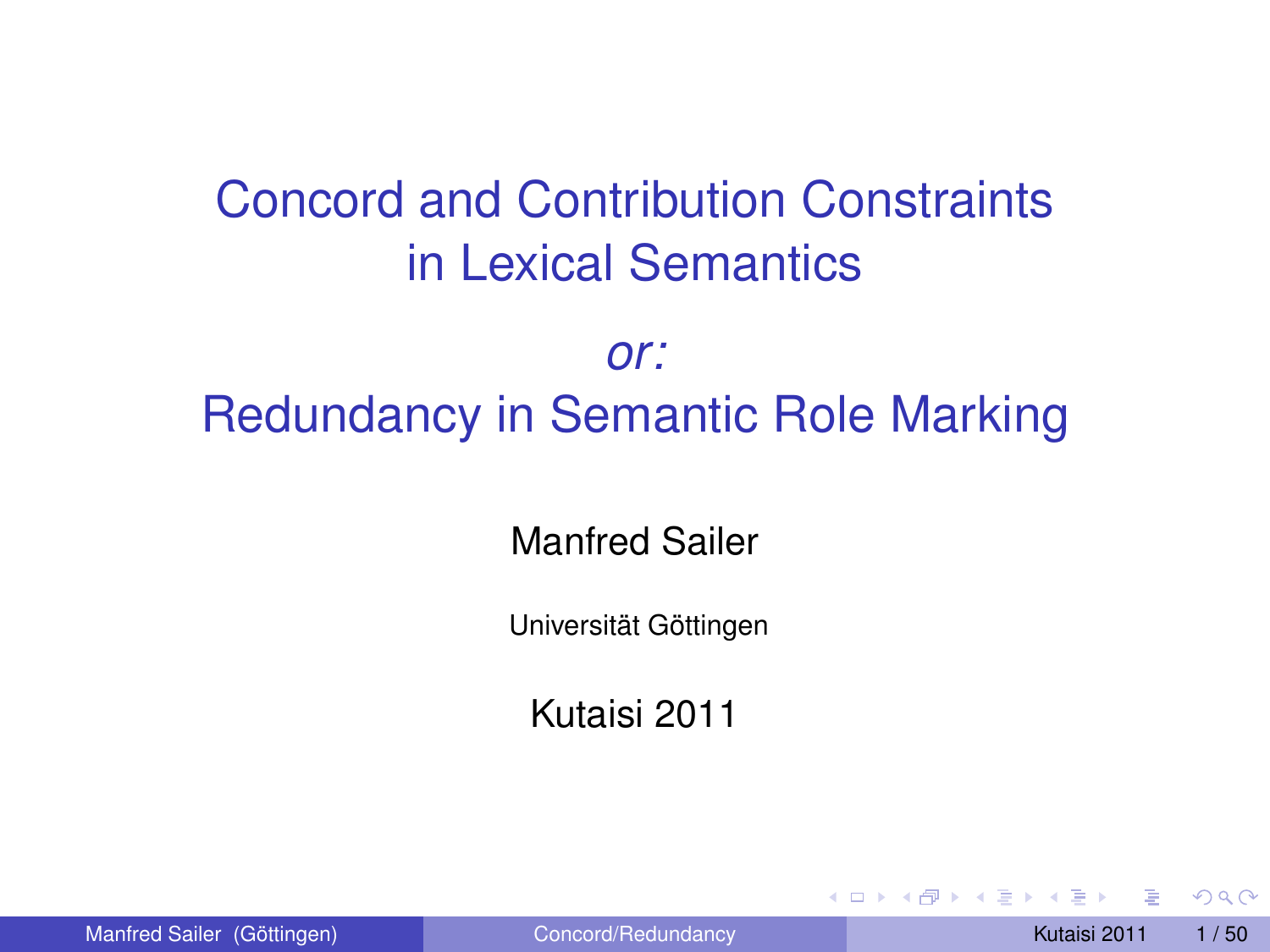# Concord and Contribution Constraints in Lexical Semantics

*or:*

# Redundancy in Semantic Role Marking

Manfred Sailer

Universität Göttingen

Kutaisi 2011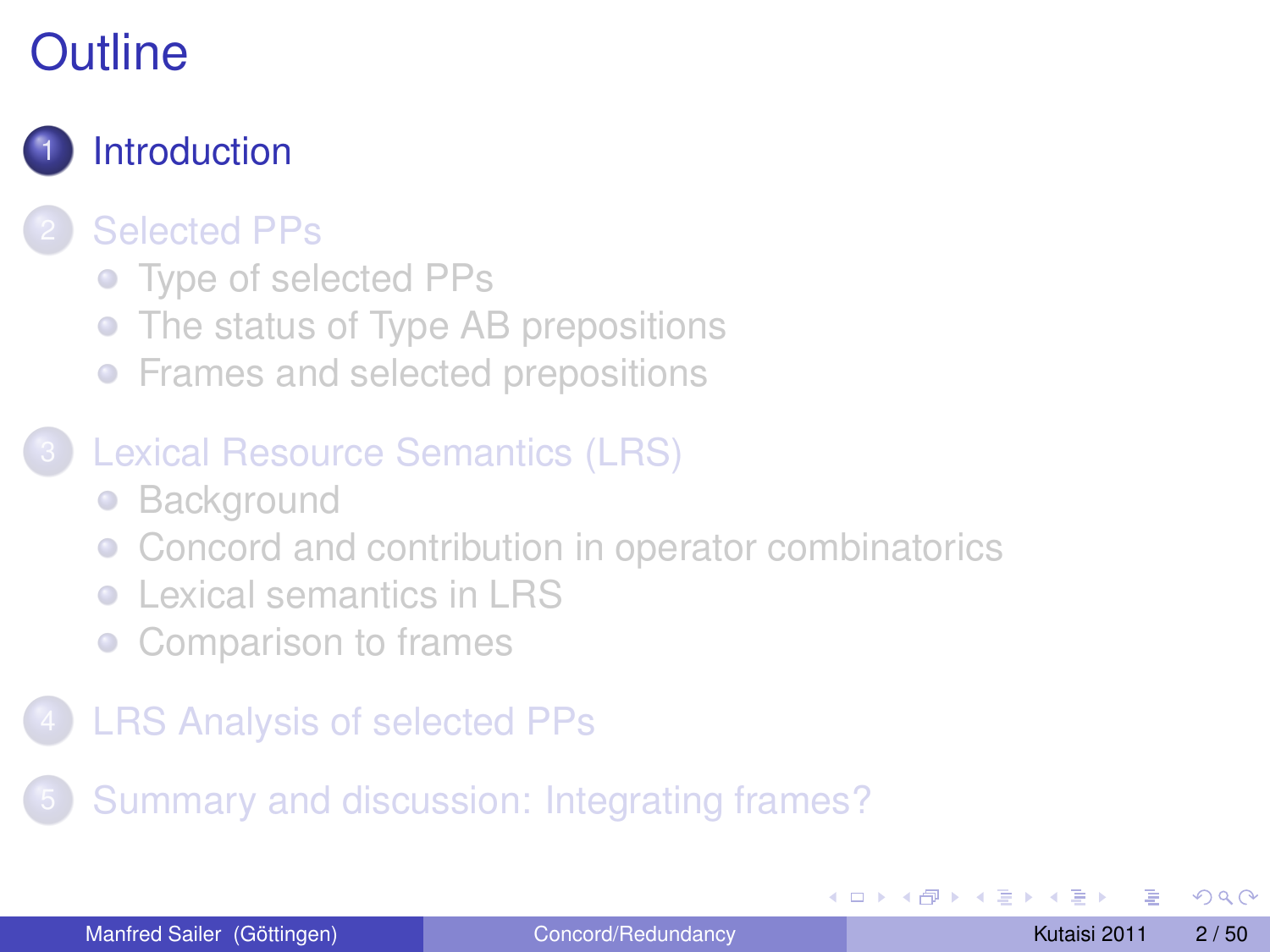# Outline

1. Introduction
2. Selected PPs
   - Type of selected PPs
   - The status of Type AB prepositions
   - Frames and selected prepositions
3. Lexical Resource Semantics (LRS)
   - Background
   - Concord and contribution in operator combinatorics
   - Lexical semantics in LRS
   - Comparison to frames
4. LRS Analysis of selected PPs
5. Summary and discussion: Integrating frames?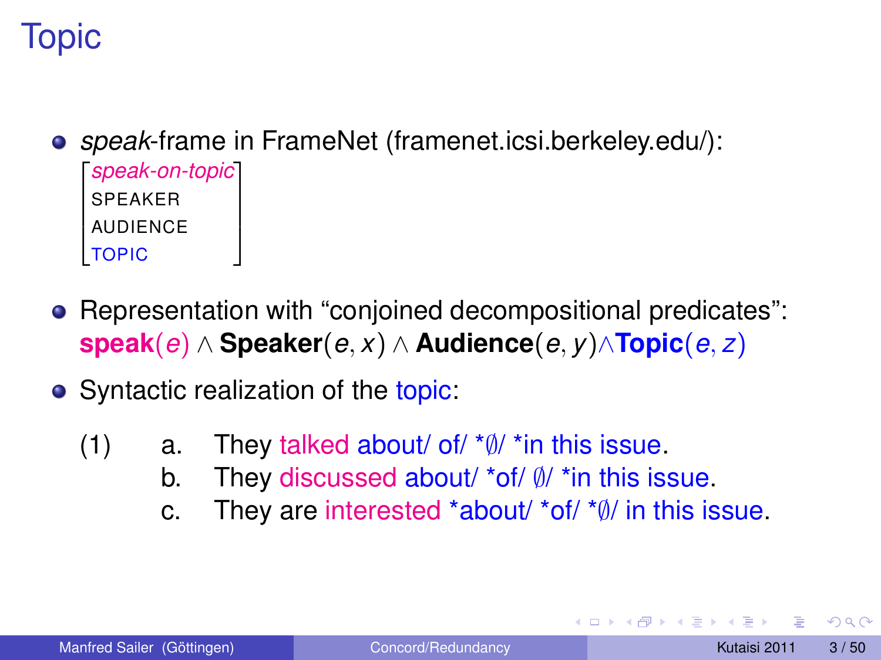# Topic

- *speak*-frame in FrameNet (framenet.icsi.berkeley.edu/):

$$\begin{bmatrix} \textit{speak-on-topic} \\ \text{SPEAKER} \\ \text{AUDIENCE} \\ \text{TOPIC} \end{bmatrix}$$

- Representation with "conjoined decompositional predicates":
  $\textbf{speak}(e) \wedge \textbf{Speaker}(e, x) \wedge \textbf{Audience}(e, y) \wedge \textbf{Topic}(e, z)$

- Syntactic realization of the topic:

(1)
- a. They talked about/ of/ *∅/ *in this issue.
- b. They discussed about/ *of/ ∅/ *in this issue.
- c. They are interested *about/ *of/ *∅/ in this issue.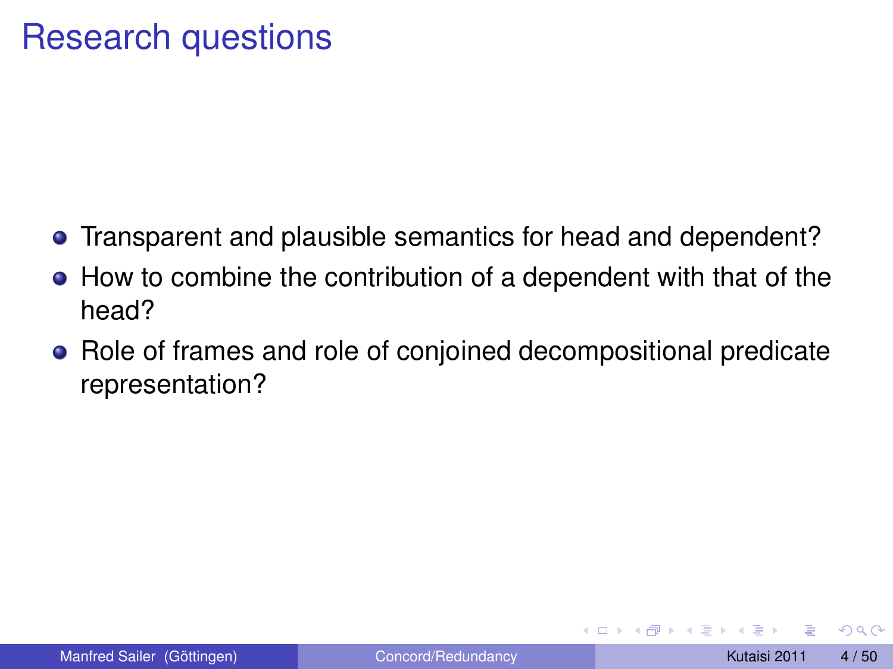# Research questions

- Transparent and plausible semantics for head and dependent?
- How to combine the contribution of a dependent with that of the head?
- Role of frames and role of conjoined decompositional predicate representation?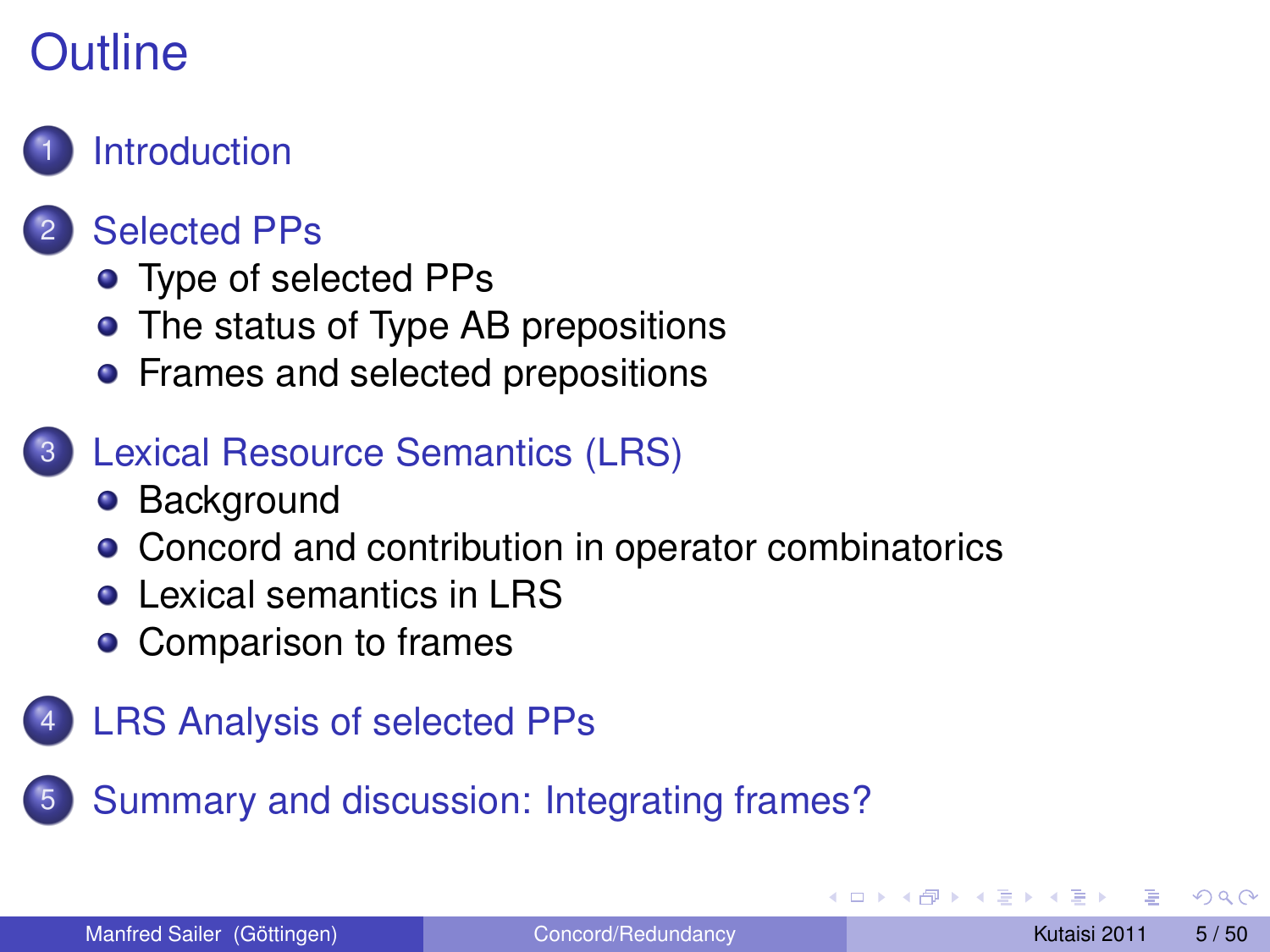# Outline

1. Introduction
2. Selected PPs
   - Type of selected PPs
   - The status of Type AB prepositions
   - Frames and selected prepositions
3. Lexical Resource Semantics (LRS)
   - Background
   - Concord and contribution in operator combinatorics
   - Lexical semantics in LRS
   - Comparison to frames
4. LRS Analysis of selected PPs
5. Summary and discussion: Integrating frames?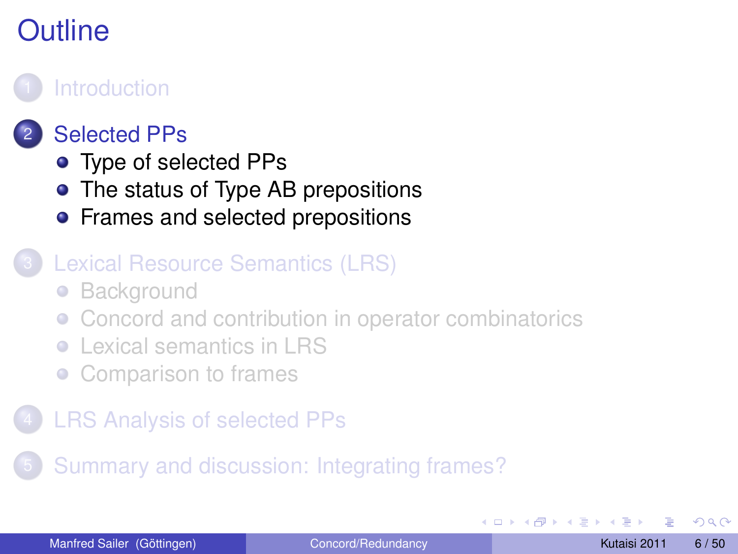# Outline

1. Introduction
2. Selected PPs
   - Type of selected PPs
   - The status of Type AB prepositions
   - Frames and selected prepositions
3. Lexical Resource Semantics (LRS)
   - Background
   - Concord and contribution in operator combinatorics
   - Lexical semantics in LRS
   - Comparison to frames
4. LRS Analysis of selected PPs
5. Summary and discussion: Integrating frames?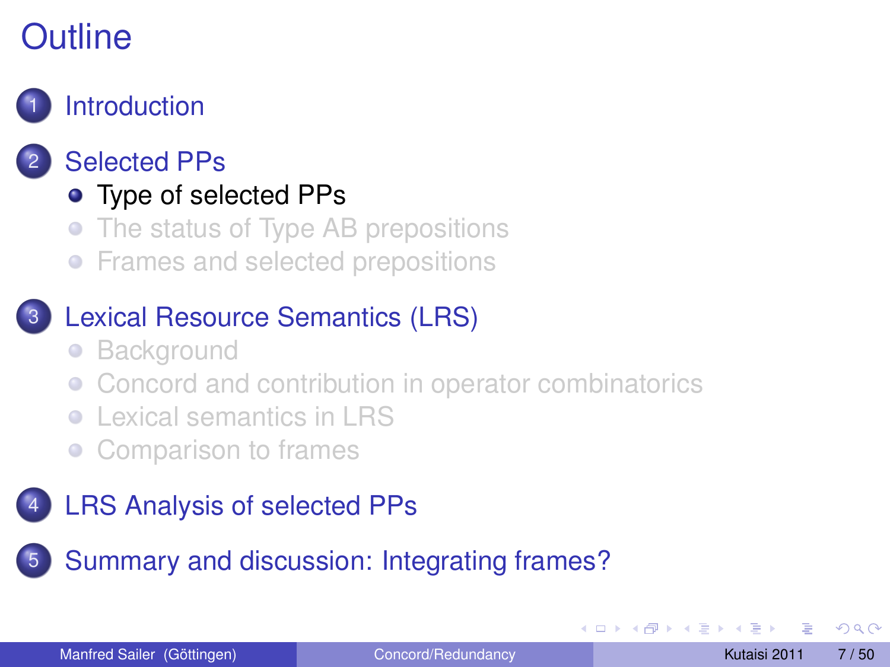# Outline

1. Introduction
2. Selected PPs
   - Type of selected PPs
   - The status of Type AB prepositions
   - Frames and selected prepositions
3. Lexical Resource Semantics (LRS)
   - Background
   - Concord and contribution in operator combinatorics
   - Lexical semantics in LRS
   - Comparison to frames
4. LRS Analysis of selected PPs
5. Summary and discussion: Integrating frames?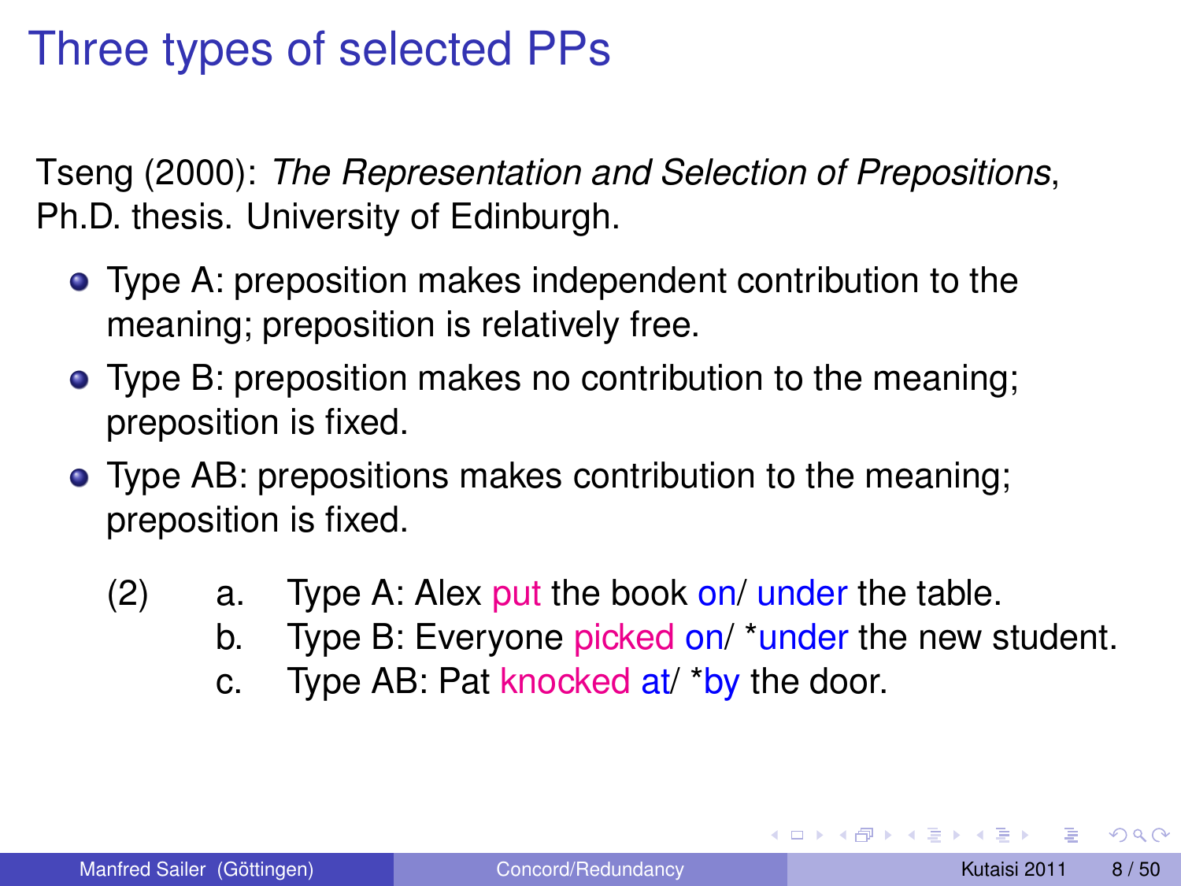# Three types of selected PPs

Tseng (2000): *The Representation and Selection of Prepositions*, Ph.D. thesis. University of Edinburgh.

- Type A: preposition makes independent contribution to the meaning; preposition is relatively free.
- Type B: preposition makes no contribution to the meaning; preposition is fixed.
- Type AB: prepositions makes contribution to the meaning; preposition is fixed.

(2)
a. Type A: Alex put the book on/ under the table.
b. Type B: Everyone picked on/ *under the new student.
c. Type AB: Pat knocked at/ *by the door.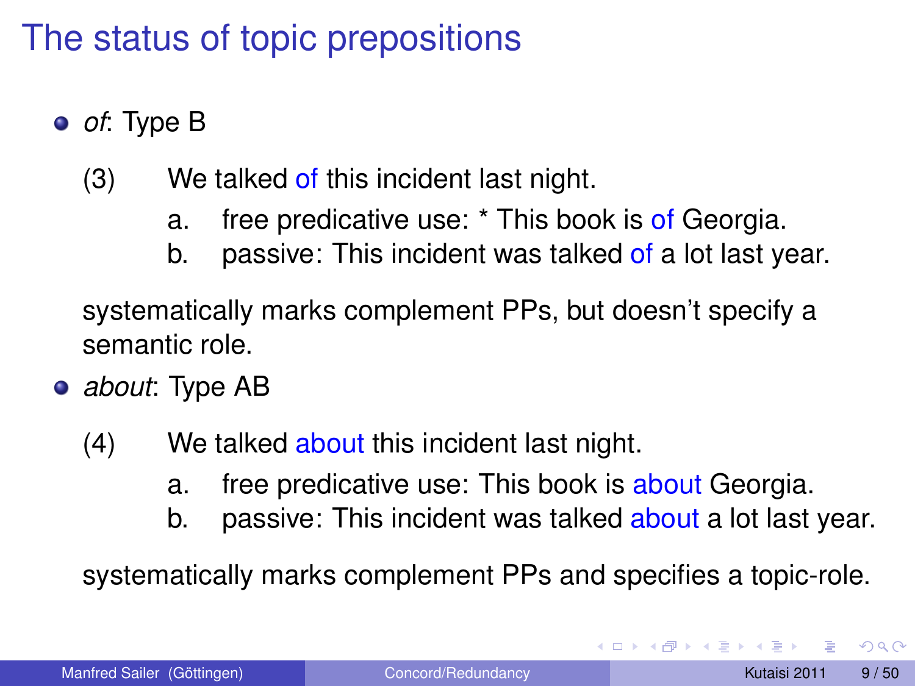# The status of topic prepositions

- *of*: Type B

  (3) We talked of this incident last night.

  a. free predicative use: * This book is of Georgia.

  b. passive: This incident was talked of a lot last year.

  systematically marks complement PPs, but doesn't specify a semantic role.

- *about*: Type AB

  (4) We talked about this incident last night.

  a. free predicative use: This book is about Georgia.

  b. passive: This incident was talked about a lot last year.

  systematically marks complement PPs and specifies a topic-role.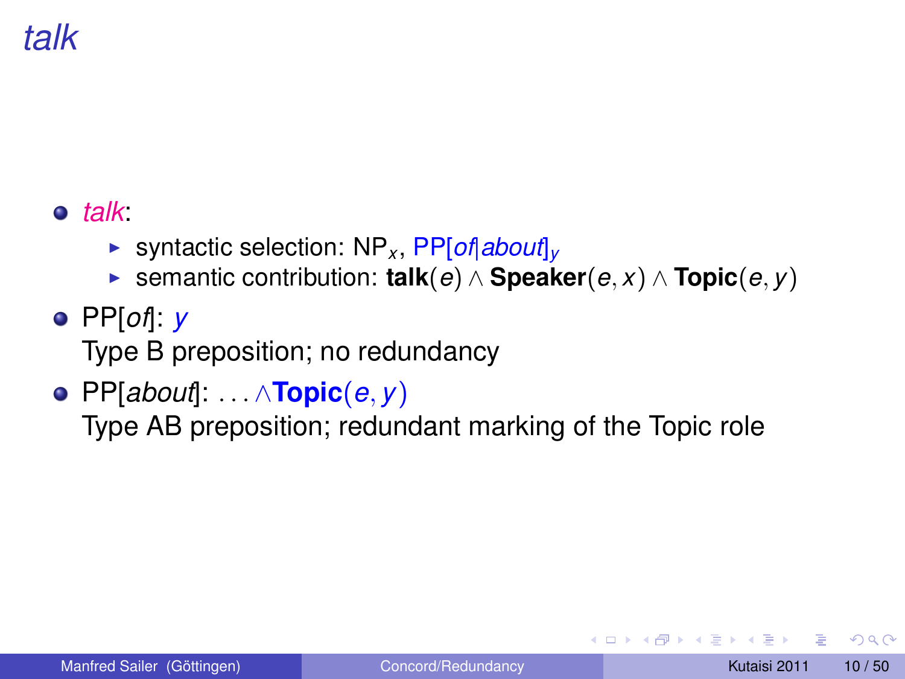# *talk*

- *talk*:
  - syntactic selection: $\text{NP}_x$, $\text{PP}[\textit{of}|\textit{about}]_y$
  - semantic contribution: $\textbf{talk}(e) \wedge \textbf{Speaker}(e, x) \wedge \textbf{Topic}(e, y)$
- PP[*of*]: $y$
  Type B preposition; no redundancy
- PP[*about*]: $\ldots \wedge \textbf{Topic}(e, y)$
  Type AB preposition; redundant marking of the Topic role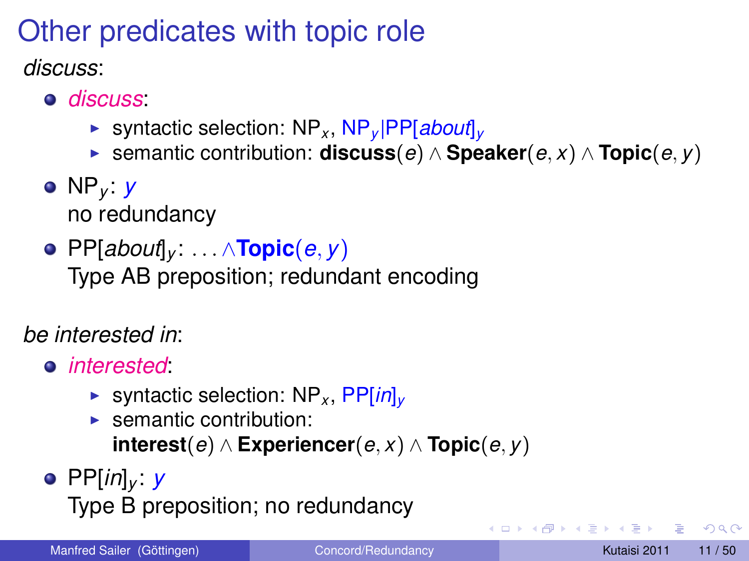# Other predicates with topic role

*discuss*:

- *discuss*:
  - syntactic selection: $NP_x$, $NP_y|PP[\textit{about}]_y$
  - semantic contribution: $\textbf{discuss}(e) \wedge \textbf{Speaker}(e, x) \wedge \textbf{Topic}(e, y)$
- $NP_y$: $y$
  no redundancy
- $PP[\textit{about}]_y$: $\ldots \wedge \textbf{Topic}(e, y)$
  Type AB preposition; redundant encoding

*be interested in*:

- *interested*:
  - syntactic selection: $NP_x$, $PP[\textit{in}]_y$
  - semantic contribution:
    $\textbf{interest}(e) \wedge \textbf{Experiencer}(e, x) \wedge \textbf{Topic}(e, y)$
- $PP[\textit{in}]_y$: $y$
  Type B preposition; no redundancy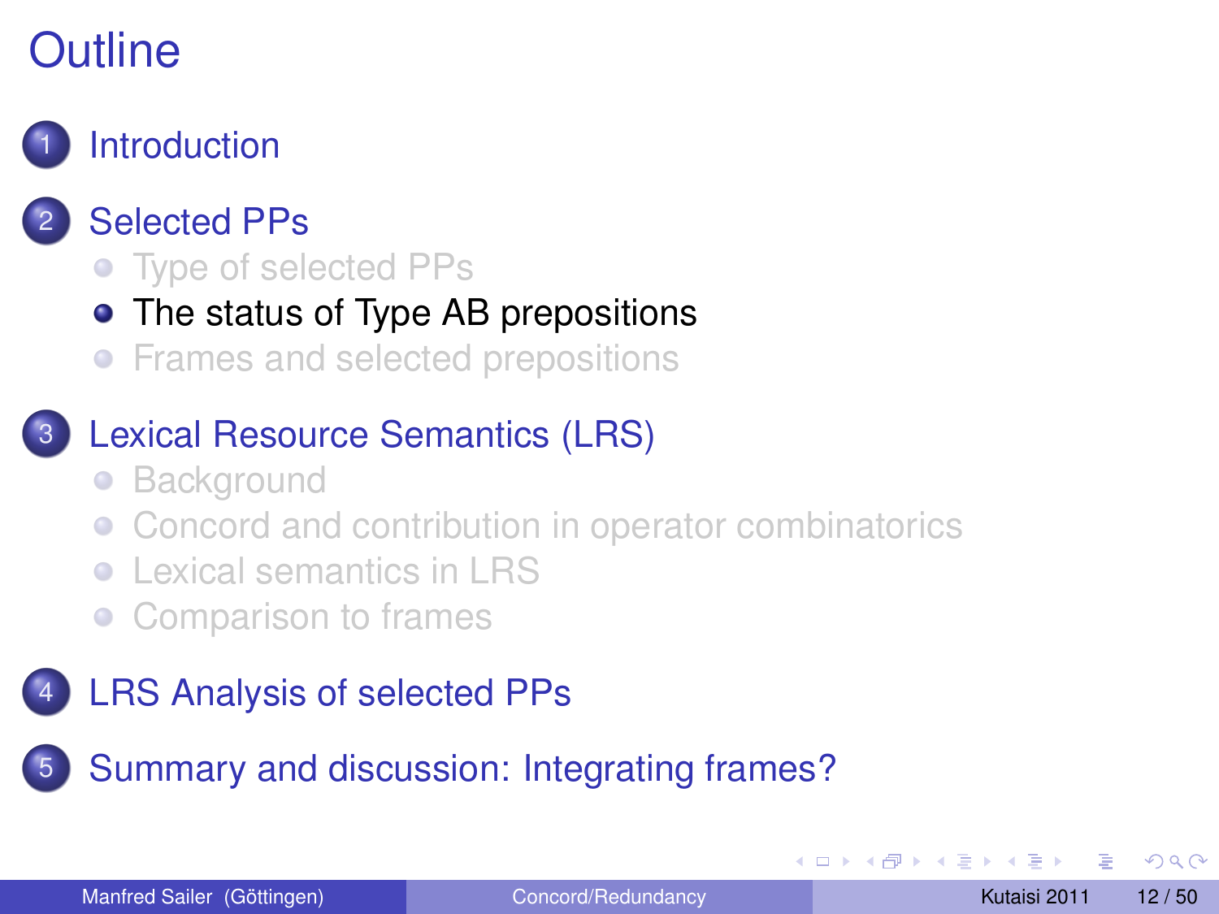# Outline

1. Introduction
2. Selected PPs
   - Type of selected PPs
   - The status of Type AB prepositions
   - Frames and selected prepositions
3. Lexical Resource Semantics (LRS)
   - Background
   - Concord and contribution in operator combinatorics
   - Lexical semantics in LRS
   - Comparison to frames
4. LRS Analysis of selected PPs
5. Summary and discussion: Integrating frames?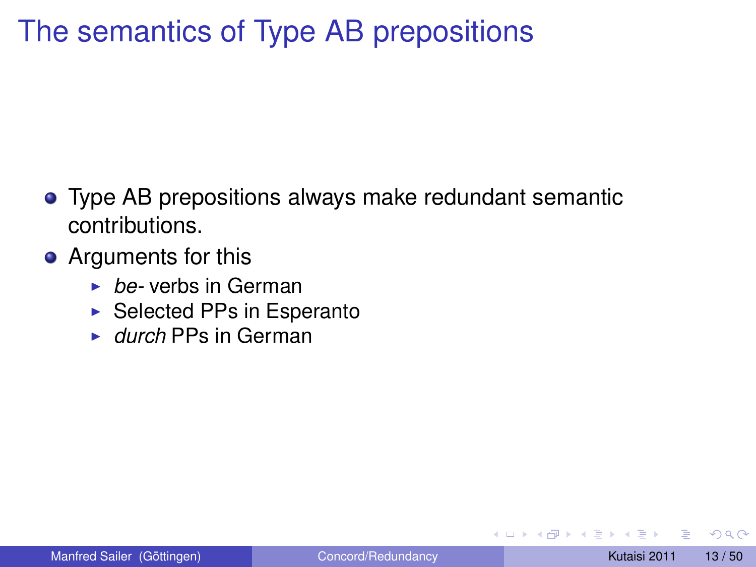# The semantics of Type AB prepositions

- Type AB prepositions always make redundant semantic contributions.
- Arguments for this
  - *be-* verbs in German
  - Selected PPs in Esperanto
  - *durch* PPs in German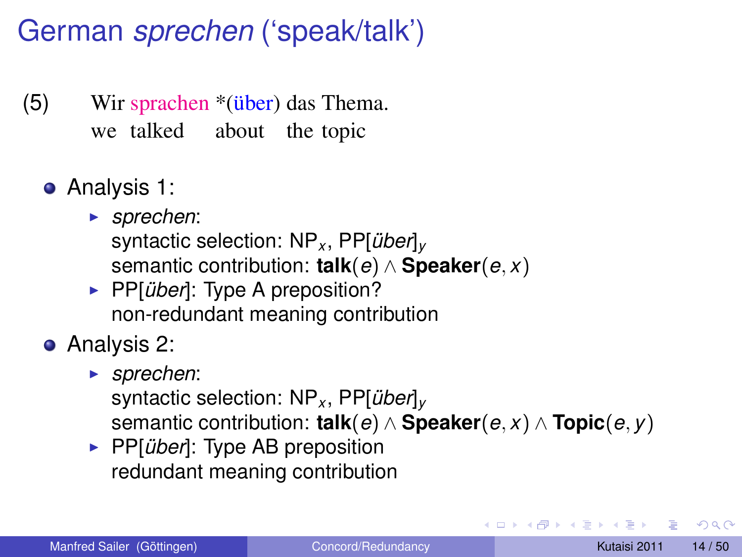# German *sprechen* ('speak/talk')

(5) Wir sprachen *(über) das Thema.
we talked about the topic

- Analysis 1:
  - *sprechen*:
    syntactic selection: $NP_x$, PP[*über*]$_y$
    semantic contribution: $\textbf{talk}(e) \wedge \textbf{Speaker}(e, x)$
  - PP[*über*]: Type A preposition?
    non-redundant meaning contribution
- Analysis 2:
  - *sprechen*:
    syntactic selection: $NP_x$, PP[*über*]$_y$
    semantic contribution: $\textbf{talk}(e) \wedge \textbf{Speaker}(e, x) \wedge \textbf{Topic}(e, y)$
  - PP[*über*]: Type AB preposition
    redundant meaning contribution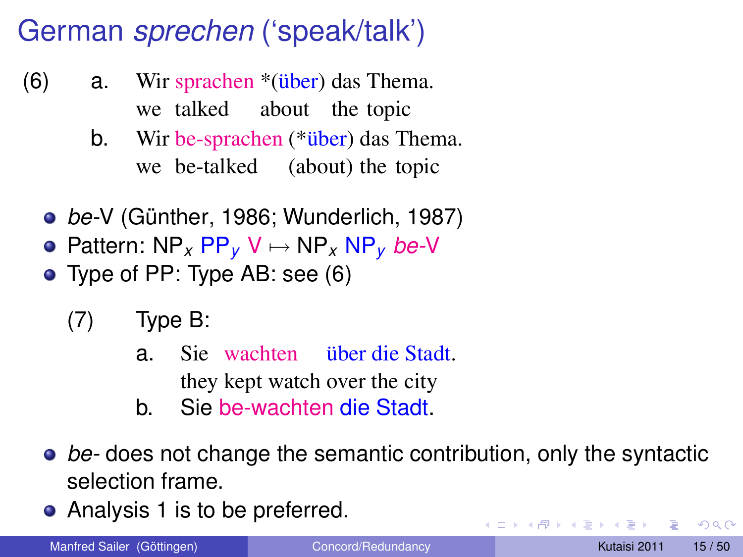# German *sprechen* ('speak/talk')

(6)
a. Wir sprachen *(über) das Thema.
   we talked about the topic
b. Wir be-sprachen (*über) das Thema.
   we be-talked (about) the topic

- *be*-V (Günther, 1986; Wunderlich, 1987)
- Pattern: $NP_x$ $PP_y$ V ↦ $NP_x$ $NP_y$ *be*-V
- Type of PP: Type AB: see (6)

(7) Type B:
a. Sie wachten über die Stadt.
   they kept watch over the city
b. Sie be-wachten die Stadt.

- *be-* does not change the semantic contribution, only the syntactic selection frame.
- Analysis 1 is to be preferred.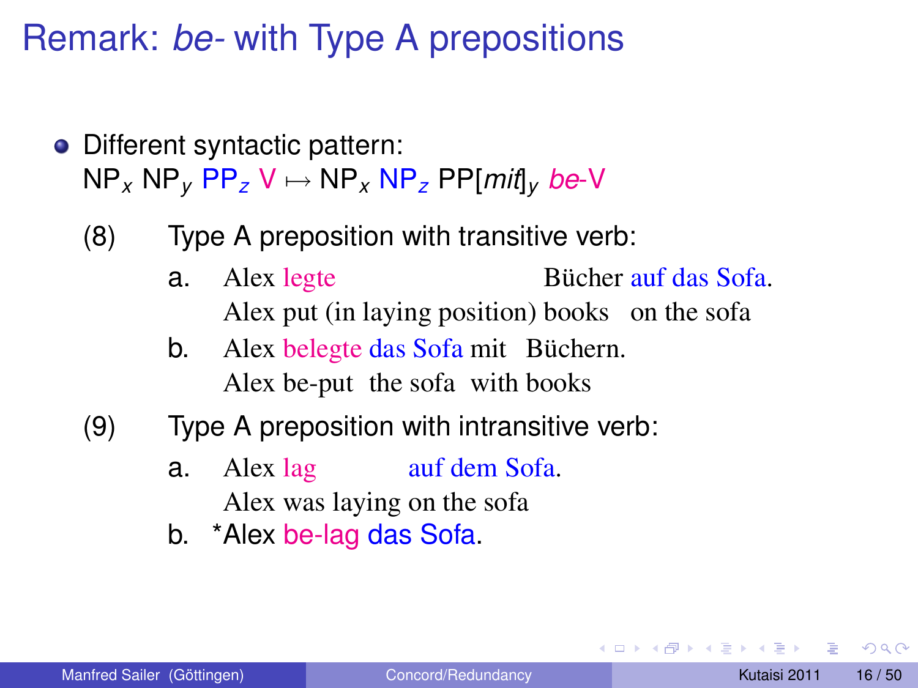# Remark: *be-* with Type A prepositions

- Different syntactic pattern:
  $\text{NP}_x\ \text{NP}_y\ \text{PP}_z\ \text{V} \mapsto \text{NP}_x\ \text{NP}_z\ \text{PP}[\textit{mit}]_y\ \textit{be}\text{-V}$

(8) Type A preposition with transitive verb:

a. Alex legte Bücher auf das Sofa.
   Alex put (in laying position) books on the sofa

b. Alex belegte das Sofa mit Büchern.
   Alex be-put the sofa with books

(9) Type A preposition with intransitive verb:

a. Alex lag auf dem Sofa.
   Alex was laying on the sofa

b. *Alex be-lag das Sofa.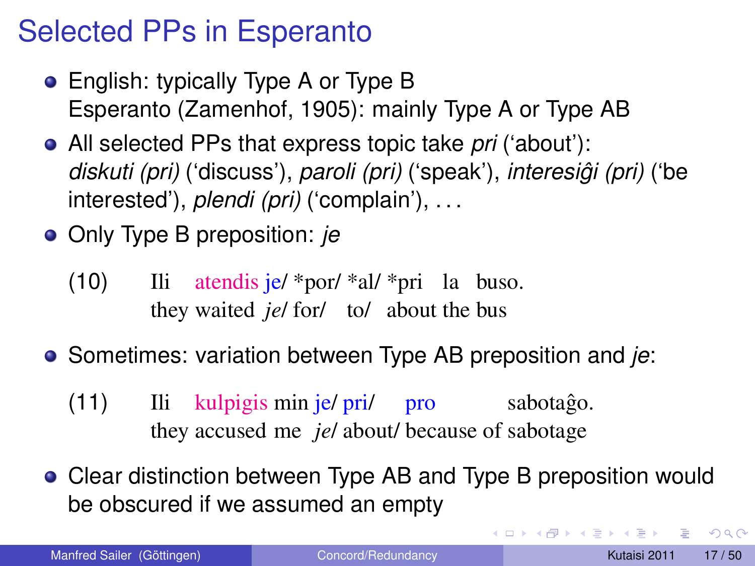# Selected PPs in Esperanto

- English: typically Type A or Type B
  Esperanto (Zamenhof, 1905): mainly Type A or Type AB
- All selected PPs that express topic take *pri* ('about'): *diskuti (pri)* ('discuss'), *paroli (pri)* ('speak'), *interesiĝi (pri)* ('be interested'), *plendi (pri)* ('complain'), ...
- Only Type B preposition: *je*

(10) Ili atendis je/ *por/ *al/ *pri la buso.
they waited *je*/ for/ to/ about the bus

- Sometimes: variation between Type AB preposition and *je*:

(11) Ili kulpigis min je/ pri/ pro sabotaĝo.
they accused me *je*/ about/ because of sabotage

- Clear distinction between Type AB and Type B preposition would be obscured if we assumed an empty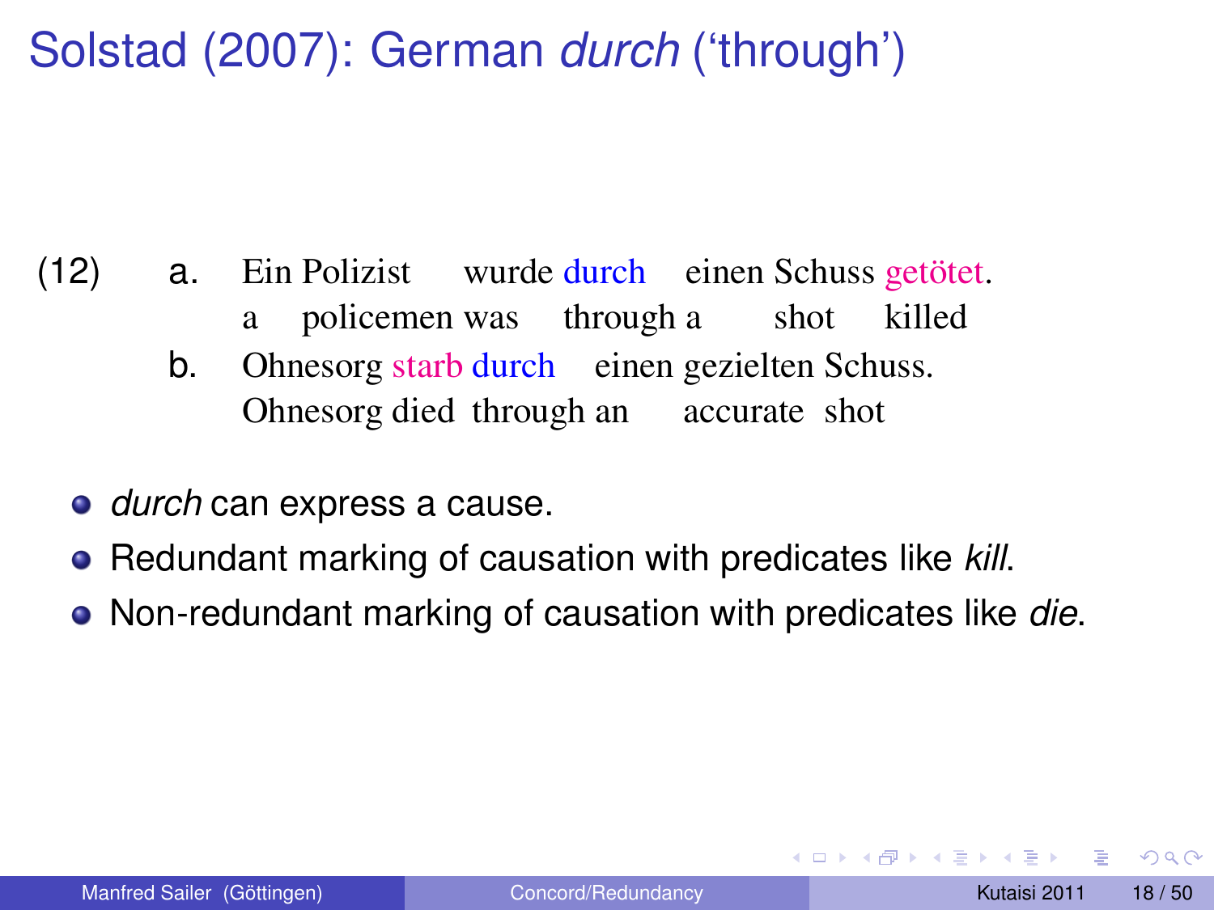# Solstad (2007): German *durch* (‘through’)

(12)

a. Ein Polizist wurde durch einen Schuss getötet.
   a policemen was through a shot killed

b. Ohnesorg starb durch einen gezielten Schuss.
   Ohnesorg died through an accurate shot

- *durch* can express a cause.
- Redundant marking of causation with predicates like *kill*.
- Non-redundant marking of causation with predicates like *die*.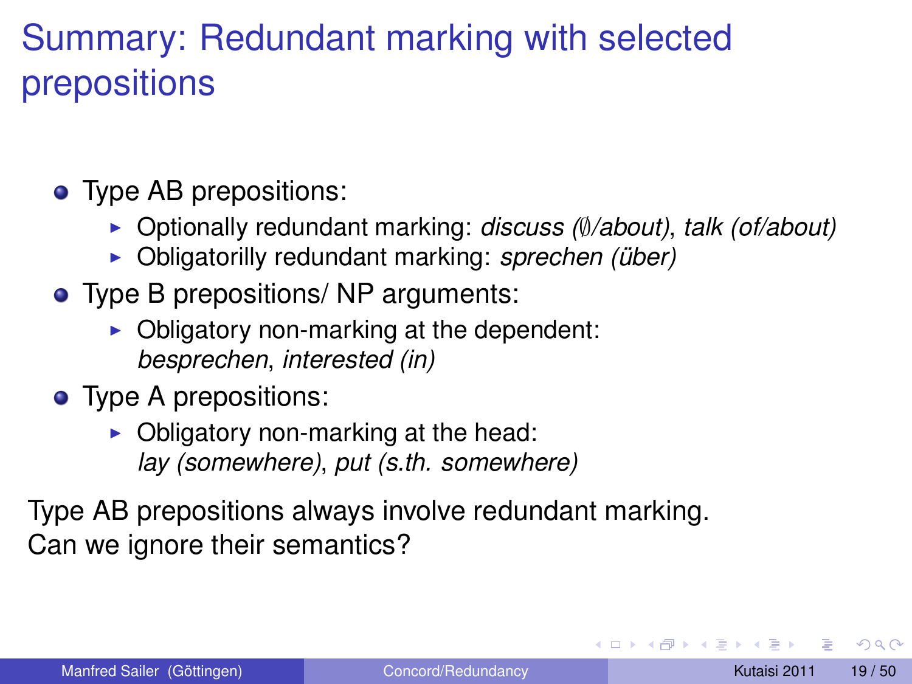# Summary: Redundant marking with selected prepositions

- Type AB prepositions:
  - Optionally redundant marking: *discuss (∅/about)*, *talk (of/about)*
  - Obligatorilly redundant marking: *sprechen (über)*
- Type B prepositions/ NP arguments:
  - Obligatory non-marking at the dependent: *besprechen*, *interested (in)*
- Type A prepositions:
  - Obligatory non-marking at the head: *lay (somewhere)*, *put (s.th. somewhere)*

Type AB prepositions always involve redundant marking.
Can we ignore their semantics?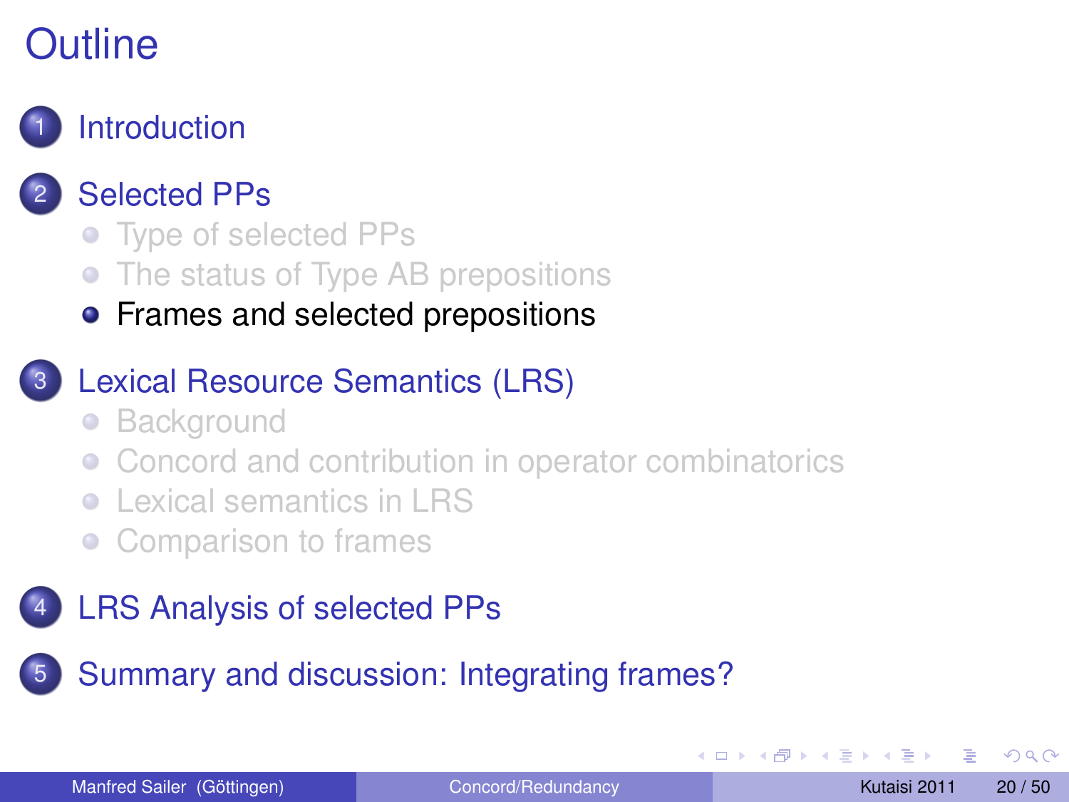# Outline

1. Introduction
2. Selected PPs
   - Type of selected PPs
   - The status of Type AB prepositions
   - **Frames and selected prepositions**
3. Lexical Resource Semantics (LRS)
   - Background
   - Concord and contribution in operator combinatorics
   - Lexical semantics in LRS
   - Comparison to frames
4. LRS Analysis of selected PPs
5. Summary and discussion: Integrating frames?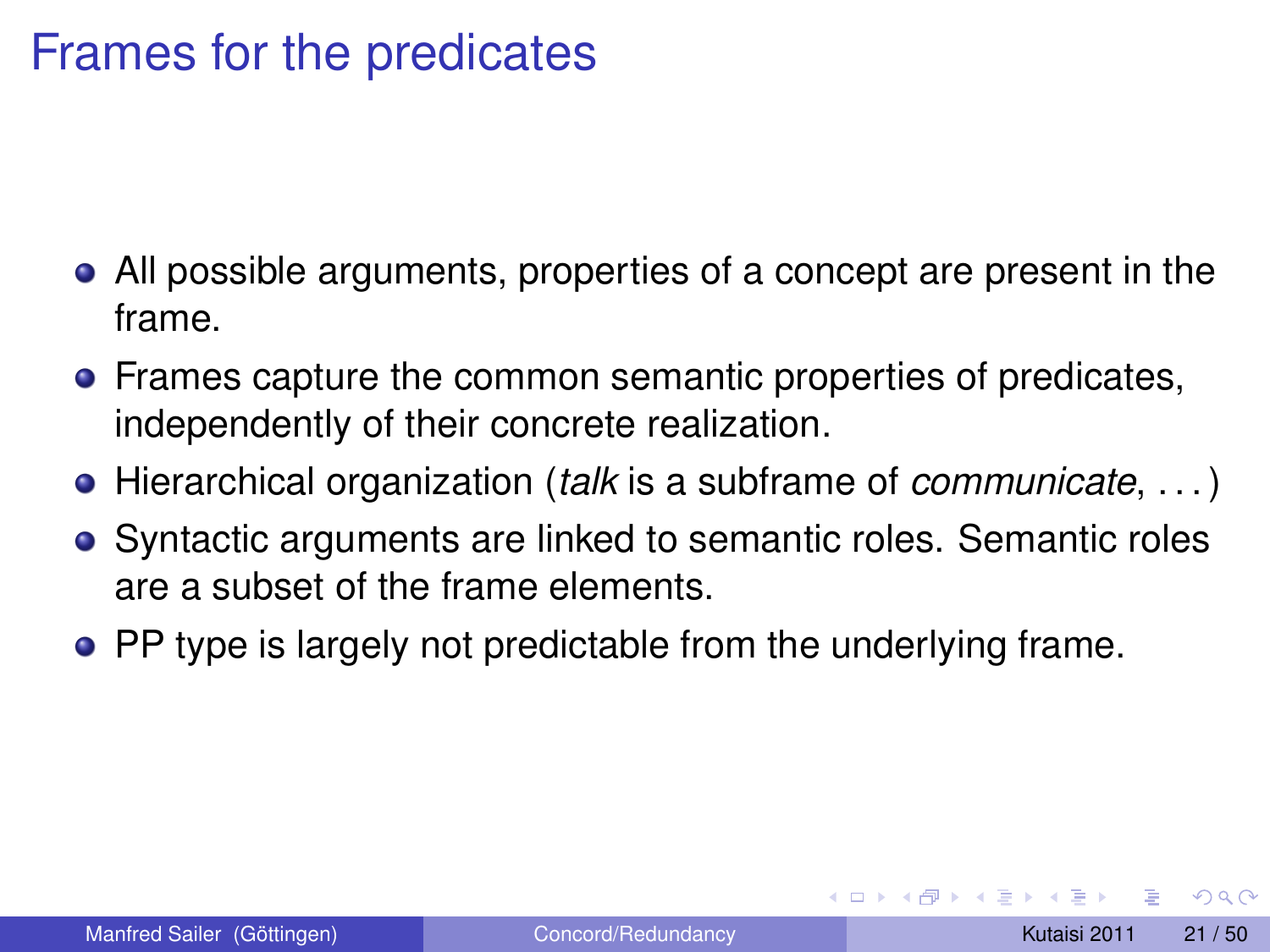# Frames for the predicates

- All possible arguments, properties of a concept are present in the frame.
- Frames capture the common semantic properties of predicates, independently of their concrete realization.
- Hierarchical organization (*talk* is a subframe of *communicate*, . . . )
- Syntactic arguments are linked to semantic roles. Semantic roles are a subset of the frame elements.
- PP type is largely not predictable from the underlying frame.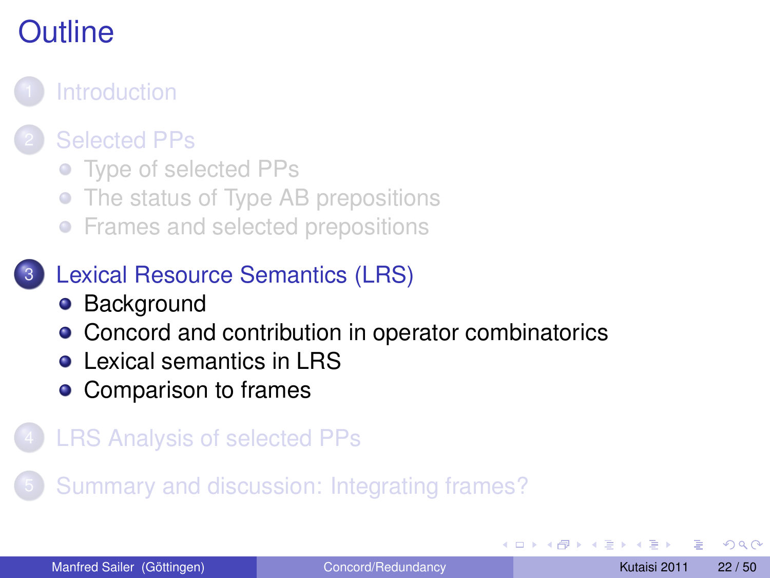# Outline

1. Introduction
2. Selected PPs
   - Type of selected PPs
   - The status of Type AB prepositions
   - Frames and selected prepositions
3. Lexical Resource Semantics (LRS)
   - Background
   - Concord and contribution in operator combinatorics
   - Lexical semantics in LRS
   - Comparison to frames
4. LRS Analysis of selected PPs
5. Summary and discussion: Integrating frames?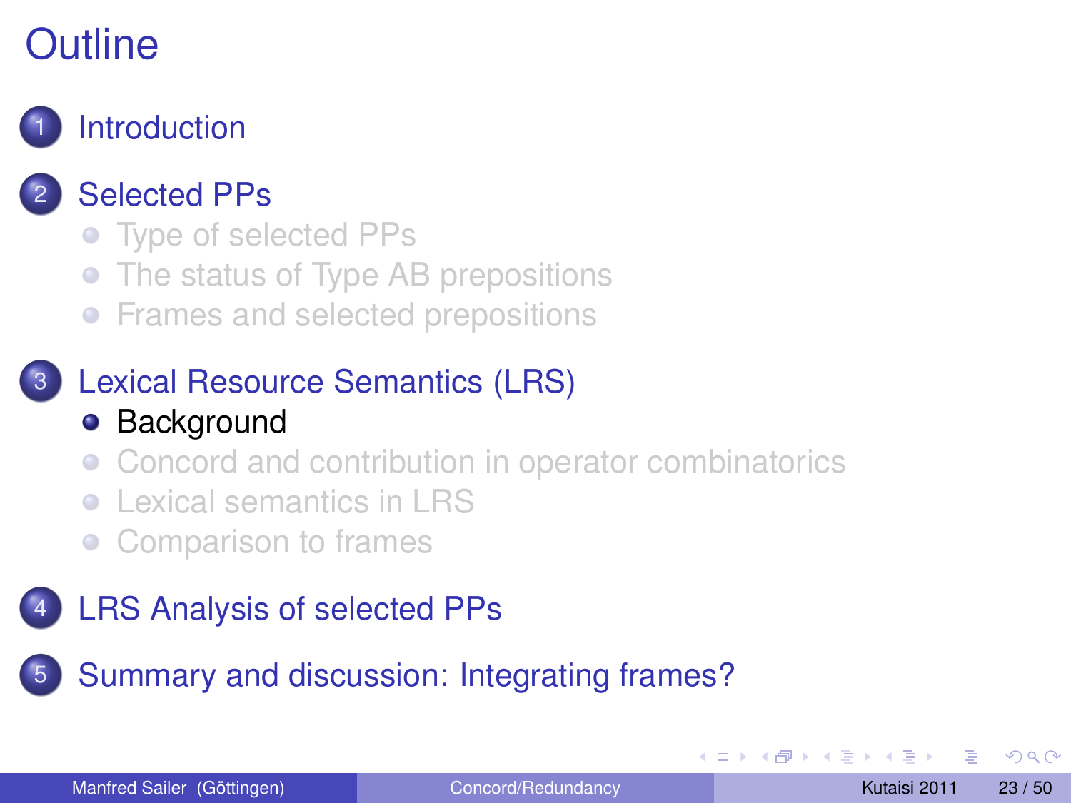# Outline

1. Introduction
2. Selected PPs
   - Type of selected PPs
   - The status of Type AB prepositions
   - Frames and selected prepositions
3. Lexical Resource Semantics (LRS)
   - Background
   - Concord and contribution in operator combinatorics
   - Lexical semantics in LRS
   - Comparison to frames
4. LRS Analysis of selected PPs
5. Summary and discussion: Integrating frames?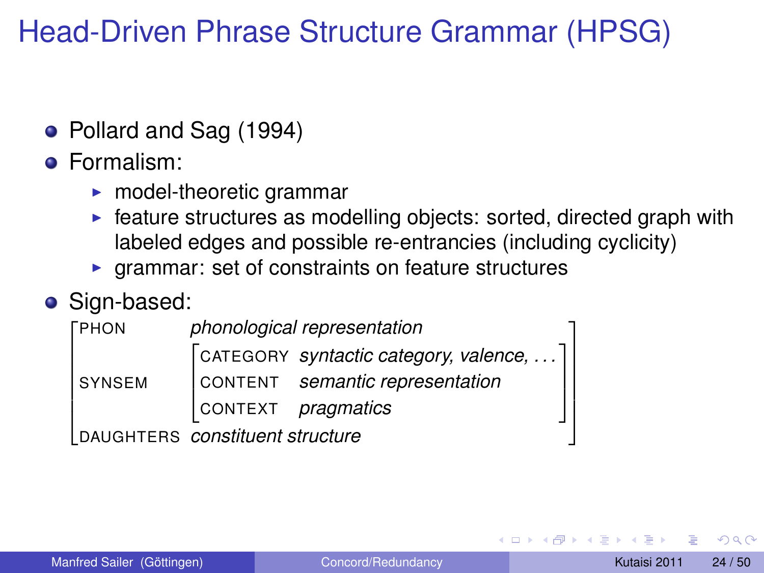# Head-Driven Phrase Structure Grammar (HPSG)

- Pollard and Sag (1994)
- Formalism:
  - model-theoretic grammar
  - feature structures as modelling objects: sorted, directed graph with labeled edges and possible re-entrancies (including cyclicity)
  - grammar: set of constraints on feature structures
- Sign-based:

$$
\begin{bmatrix}
\text{PHON} & \textit{phonological representation} \\
\text{SYNSEM} & \begin{bmatrix} \text{CATEGORY} & \textit{syntactic category, valence, \ldots} \\ \text{CONTENT} & \textit{semantic representation} \\ \text{CONTEXT} & \textit{pragmatics} \end{bmatrix} \\
\text{DAUGHTERS} & \textit{constituent structure}
\end{bmatrix}
$$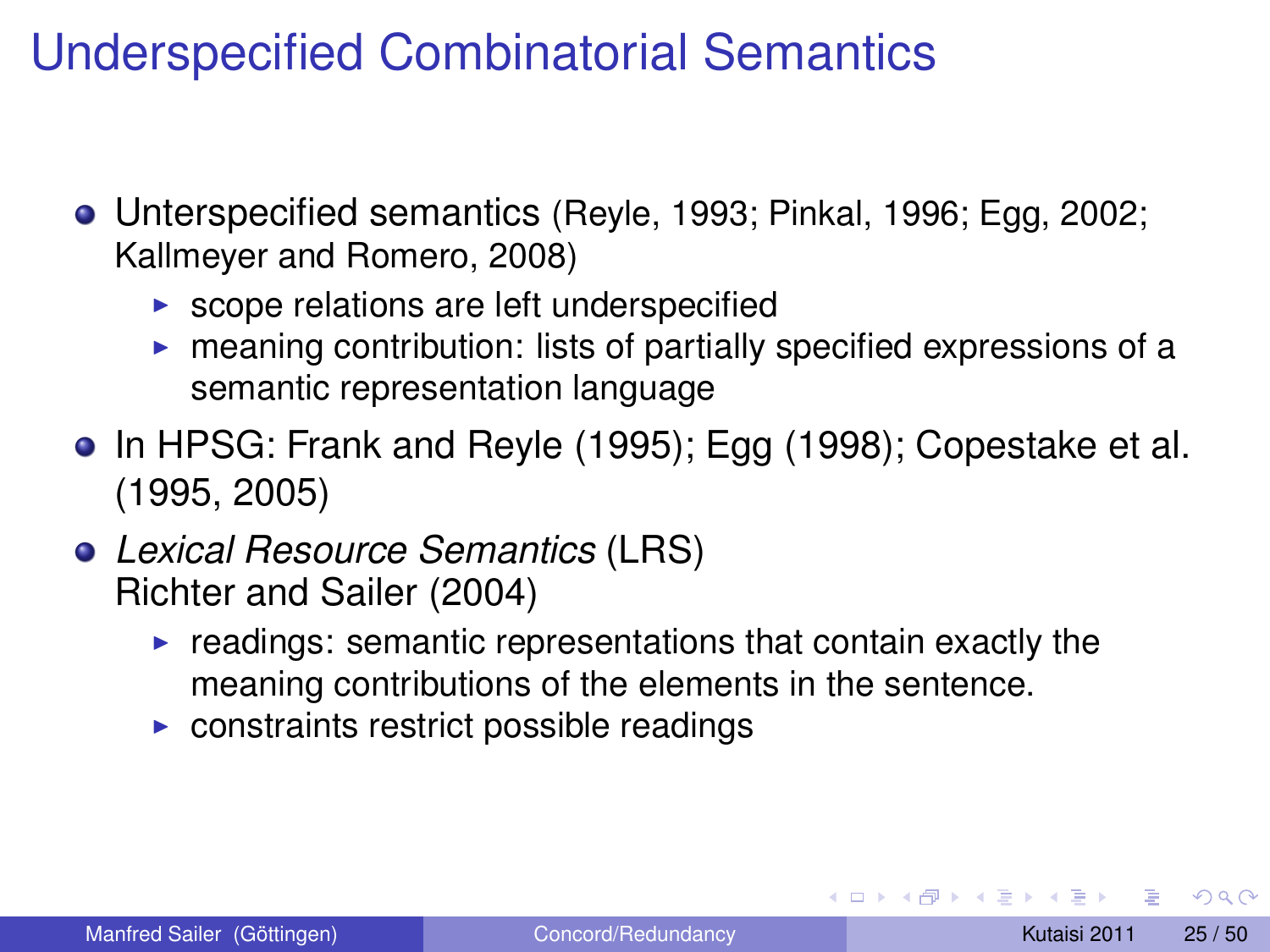# Underspecified Combinatorial Semantics

- Unterspecified semantics (Reyle, 1993; Pinkal, 1996; Egg, 2002; Kallmeyer and Romero, 2008)
  - scope relations are left underspecified
  - meaning contribution: lists of partially specified expressions of a semantic representation language
- In HPSG: Frank and Reyle (1995); Egg (1998); Copestake et al. (1995, 2005)
- *Lexical Resource Semantics* (LRS)
  Richter and Sailer (2004)
  - readings: semantic representations that contain exactly the meaning contributions of the elements in the sentence.
  - constraints restrict possible readings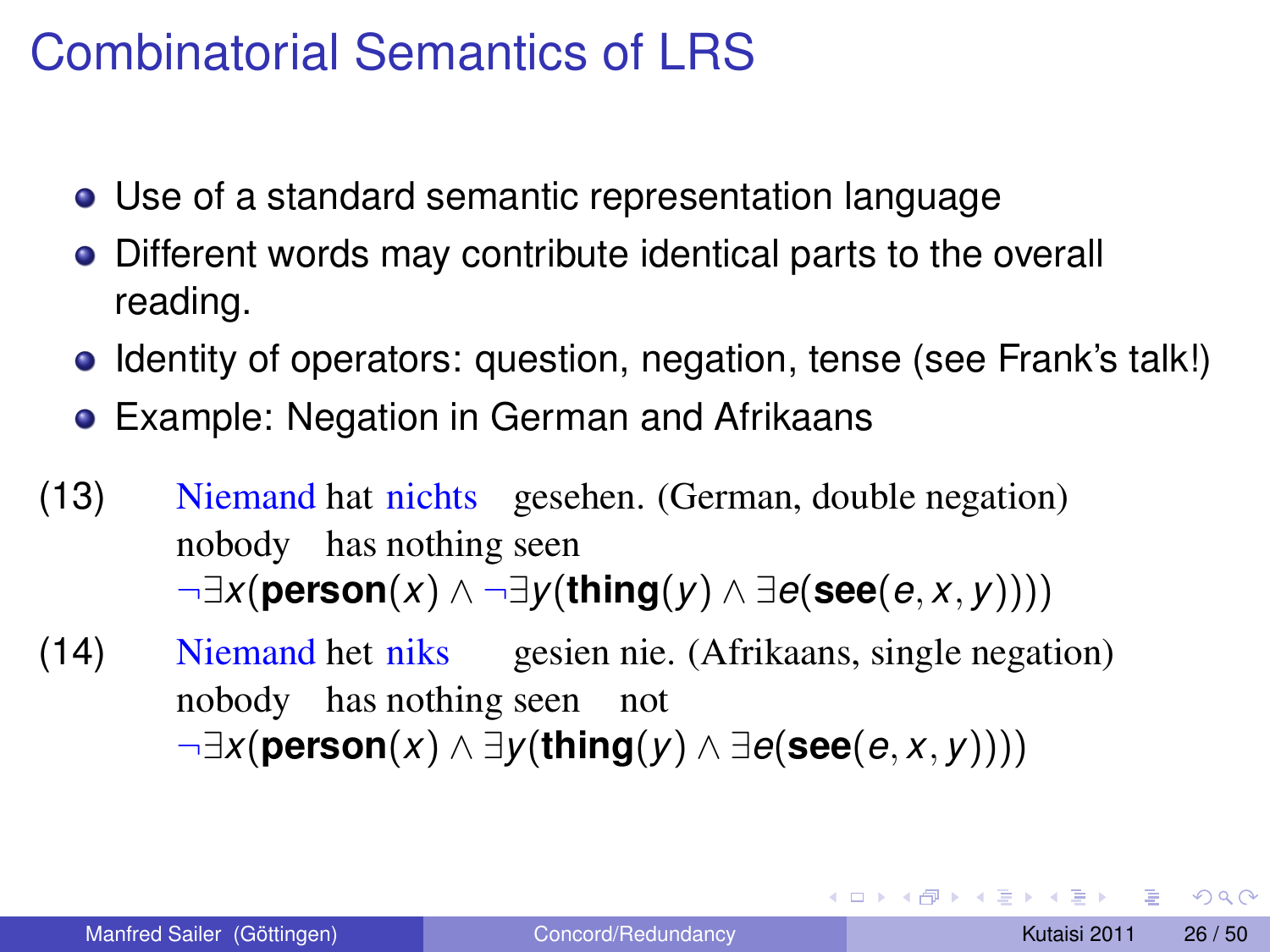# Combinatorial Semantics of LRS

- Use of a standard semantic representation language
- Different words may contribute identical parts to the overall reading.
- Identity of operators: question, negation, tense (see Frank's talk!)
- Example: Negation in German and Afrikaans

(13) Niemand hat nichts gesehen. (German, double negation)
nobody has nothing seen
$\neg\exists x(\mathbf{person}(x) \wedge \neg\exists y(\mathbf{thing}(y) \wedge \exists e(\mathbf{see}(e, x, y))))$

(14) Niemand het niks gesien nie. (Afrikaans, single negation)
nobody has nothing seen not
$\neg\exists x(\mathbf{person}(x) \wedge \exists y(\mathbf{thing}(y) \wedge \exists e(\mathbf{see}(e, x, y))))$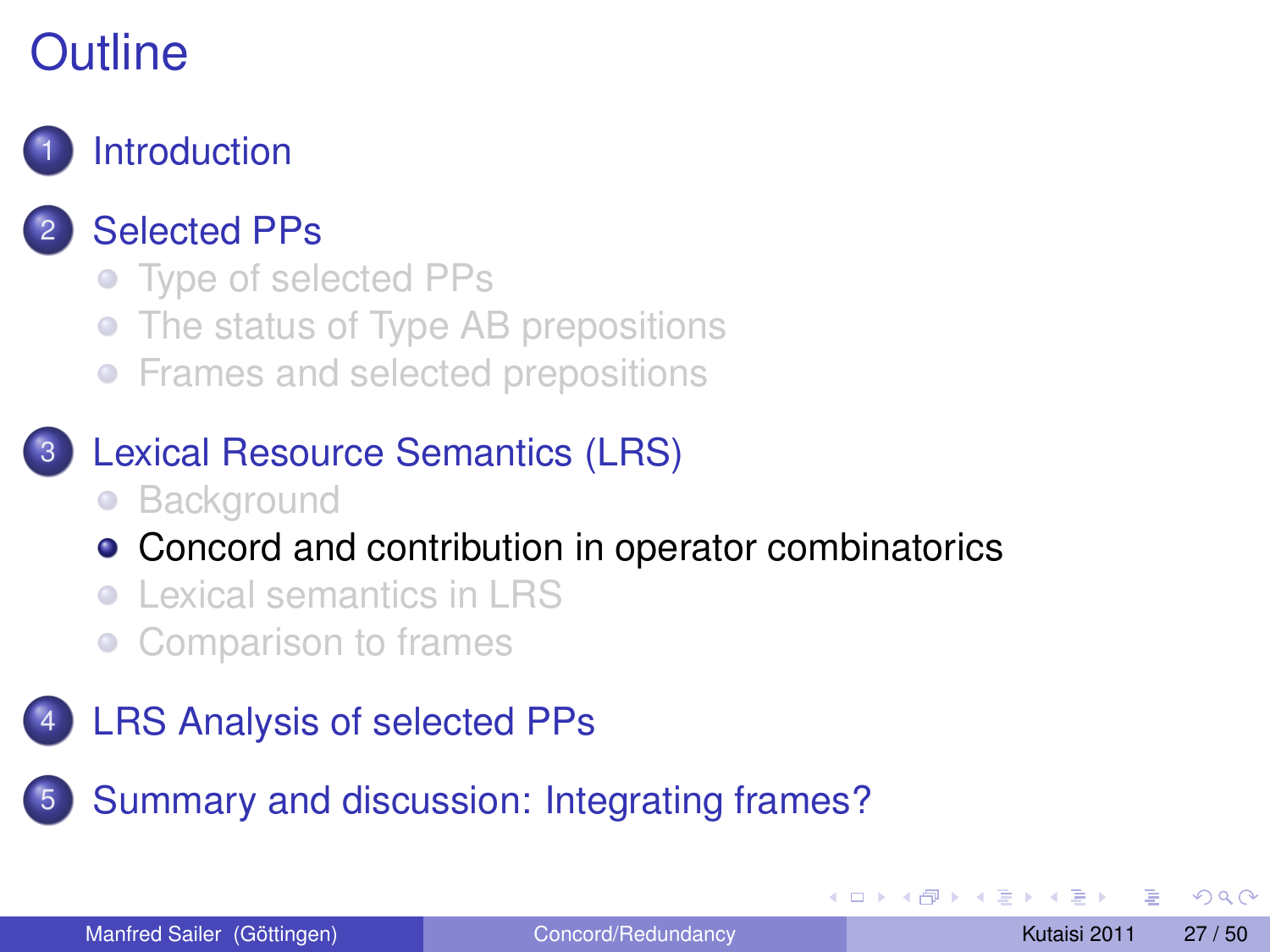# Outline

1. Introduction
2. Selected PPs
   - Type of selected PPs
   - The status of Type AB prepositions
   - Frames and selected prepositions
3. Lexical Resource Semantics (LRS)
   - Background
   - Concord and contribution in operator combinatorics
   - Lexical semantics in LRS
   - Comparison to frames
4. LRS Analysis of selected PPs
5. Summary and discussion: Integrating frames?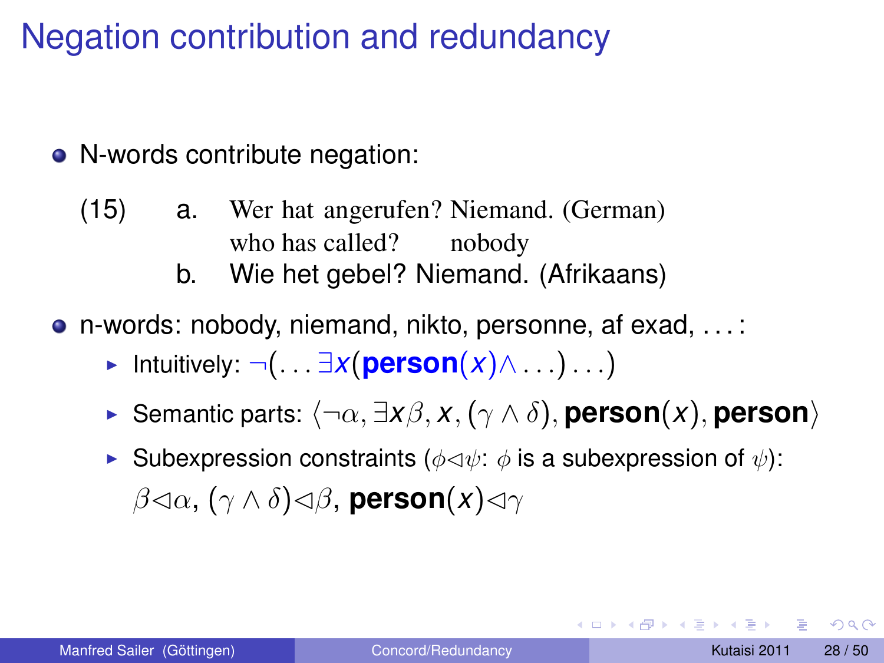# Negation contribution and redundancy

- N-words contribute negation:

(15)
   a. Wer hat angerufen? Niemand. (German)
      who has called? nobody
   b. Wie het gebel? Niemand. (Afrikaans)

- n-words: nobody, niemand, nikto, personne, af exad, . . . :
  - Intuitively: $\neg(\ldots \exists x(\textbf{person}(x) \wedge \ldots) \ldots)$
  - Semantic parts: $\langle \neg\alpha, \exists x\beta, x, (\gamma \wedge \delta), \textbf{person}(x), \textbf{person} \rangle$
  - Subexpression constraints ($\phi \triangleleft \psi$: $\phi$ is a subexpression of $\psi$): $\beta \triangleleft \alpha$, $(\gamma \wedge \delta) \triangleleft \beta$, $\textbf{person}(x) \triangleleft \gamma$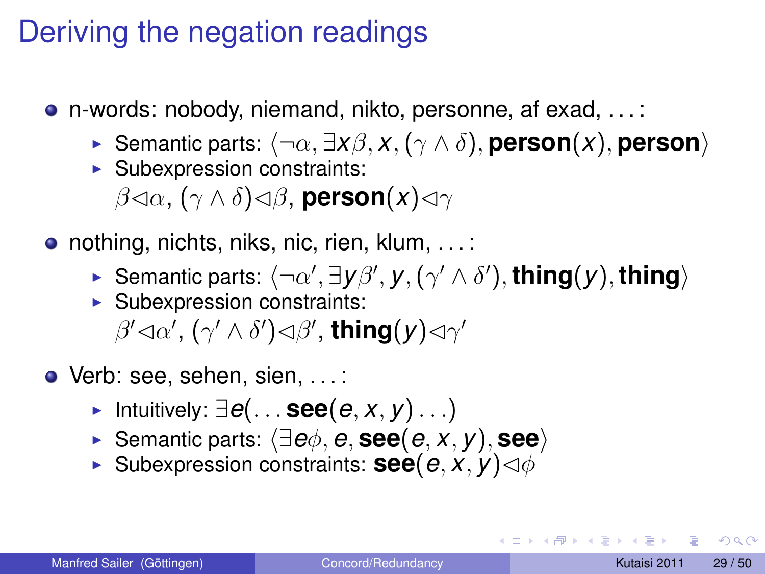# Deriving the negation readings

- n-words: nobody, niemand, nikto, personne, af exad, . . . :
  - Semantic parts: $\langle \neg\alpha, \exists x\beta, x, (\gamma \wedge \delta), \textbf{person}(x), \textbf{person} \rangle$
  - Subexpression constraints: $\beta \lhd \alpha$, $(\gamma \wedge \delta) \lhd \beta$, $\textbf{person}(x) \lhd \gamma$
- nothing, nichts, niks, nic, rien, klum, . . . :
  - Semantic parts: $\langle \neg\alpha', \exists y\beta', y, (\gamma' \wedge \delta'), \textbf{thing}(y), \textbf{thing} \rangle$
  - Subexpression constraints: $\beta' \lhd \alpha'$, $(\gamma' \wedge \delta') \lhd \beta'$, $\textbf{thing}(y) \lhd \gamma'$
- Verb: see, sehen, sien, . . . :
  - Intuitively: $\exists e(\ldots \textbf{see}(e, x, y) \ldots)$
  - Semantic parts: $\langle \exists e\phi, e, \textbf{see}(e, x, y), \textbf{see} \rangle$
  - Subexpression constraints: $\textbf{see}(e, x, y) \lhd \phi$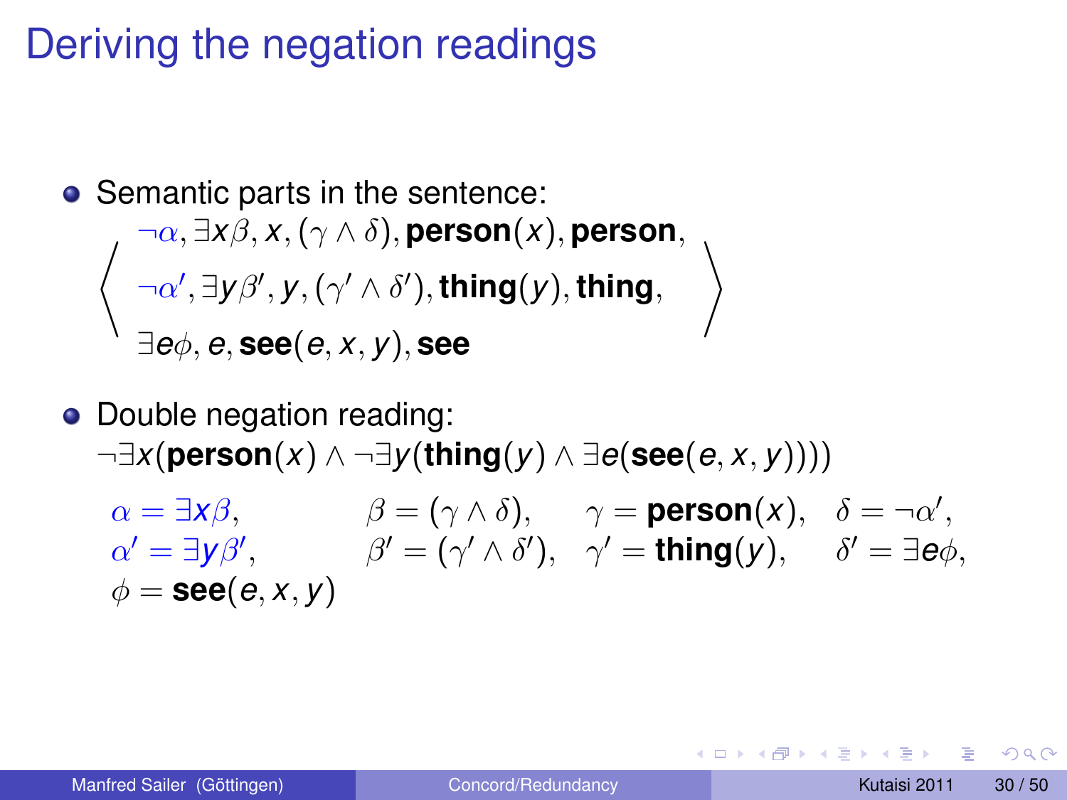# Deriving the negation readings

- Semantic parts in the sentence:

$$\left\langle \begin{array}{l} \neg\alpha, \exists x\beta, x, (\gamma \wedge \delta), \mathbf{person}(x), \mathbf{person}, \\ \neg\alpha', \exists y\beta', y, (\gamma' \wedge \delta'), \mathbf{thing}(y), \mathbf{thing}, \\ \exists e\phi, e, \mathbf{see}(e, x, y), \mathbf{see} \end{array} \right\rangle$$

- Double negation reading:
  $\neg\exists x(\mathbf{person}(x) \wedge \neg\exists y(\mathbf{thing}(y) \wedge \exists e(\mathbf{see}(e, x, y))))$

$$\begin{array}{llll} \alpha = \exists x\beta, & \beta = (\gamma \wedge \delta), & \gamma = \mathbf{person}(x), & \delta = \neg\alpha', \\ \alpha' = \exists y\beta', & \beta' = (\gamma' \wedge \delta'), & \gamma' = \mathbf{thing}(y), & \delta' = \exists e\phi, \\ \phi = \mathbf{see}(e, x, y) & & & \end{array}$$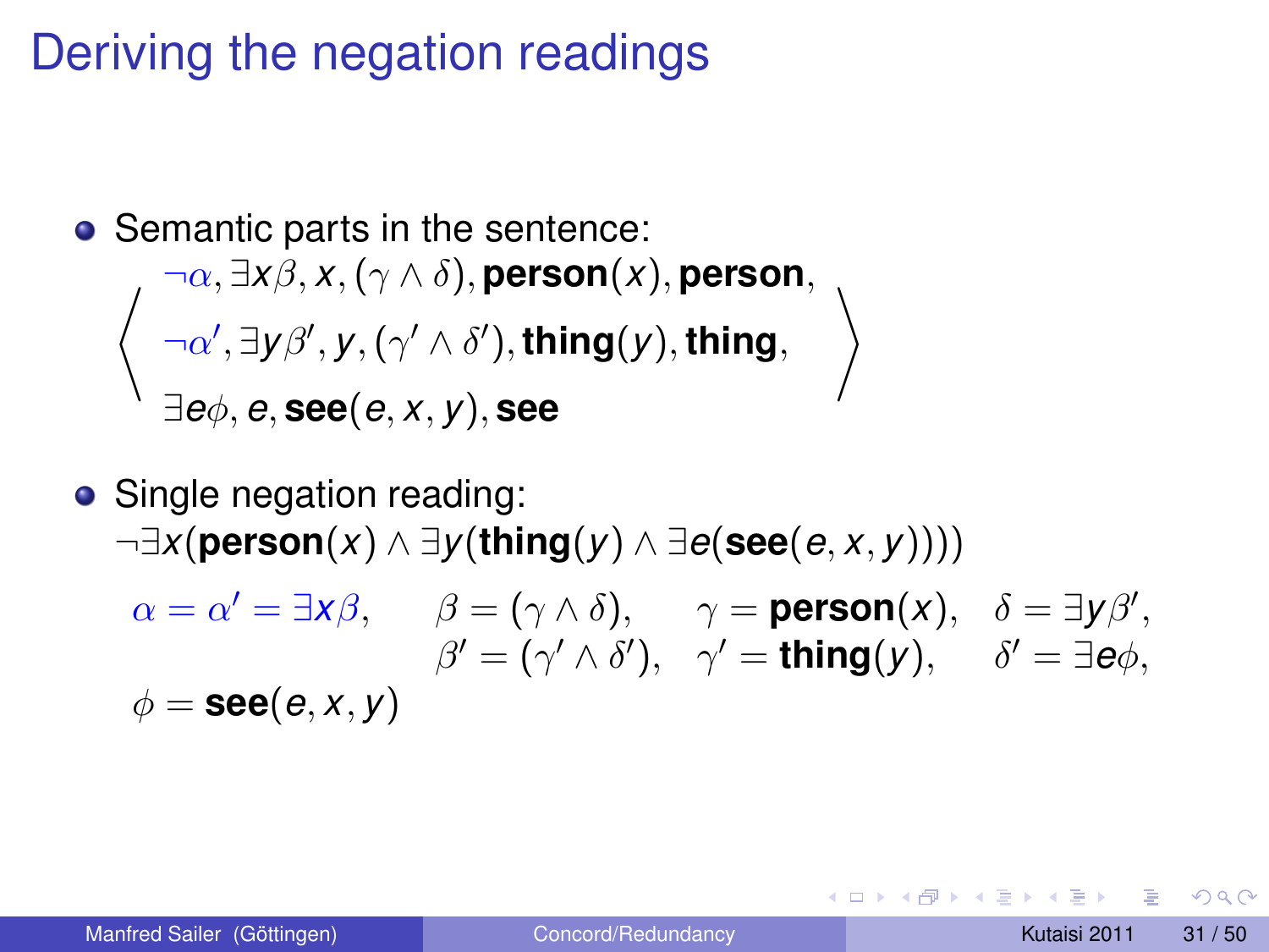# Deriving the negation readings

- Semantic parts in the sentence:

$$\left\langle \begin{array}{l} \neg\alpha, \exists x\beta, x, (\gamma \wedge \delta), \textbf{person}(x), \textbf{person}, \\ \neg\alpha', \exists y\beta', y, (\gamma' \wedge \delta'), \textbf{thing}(y), \textbf{thing}, \\ \exists e\phi, e, \textbf{see}(e,x,y), \textbf{see} \end{array} \right\rangle$$

- Single negation reading:

$\neg\exists x(\textbf{person}(x) \wedge \exists y(\textbf{thing}(y) \wedge \exists e(\textbf{see}(e,x,y))))$

$$\begin{array}{llll} \alpha = \alpha' = \exists x\beta, & \beta = (\gamma \wedge \delta), & \gamma = \textbf{person}(x), & \delta = \exists y\beta', \\ & \beta' = (\gamma' \wedge \delta'), & \gamma' = \textbf{thing}(y), & \delta' = \exists e\phi, \\ \phi = \textbf{see}(e,x,y) & & & \end{array}$$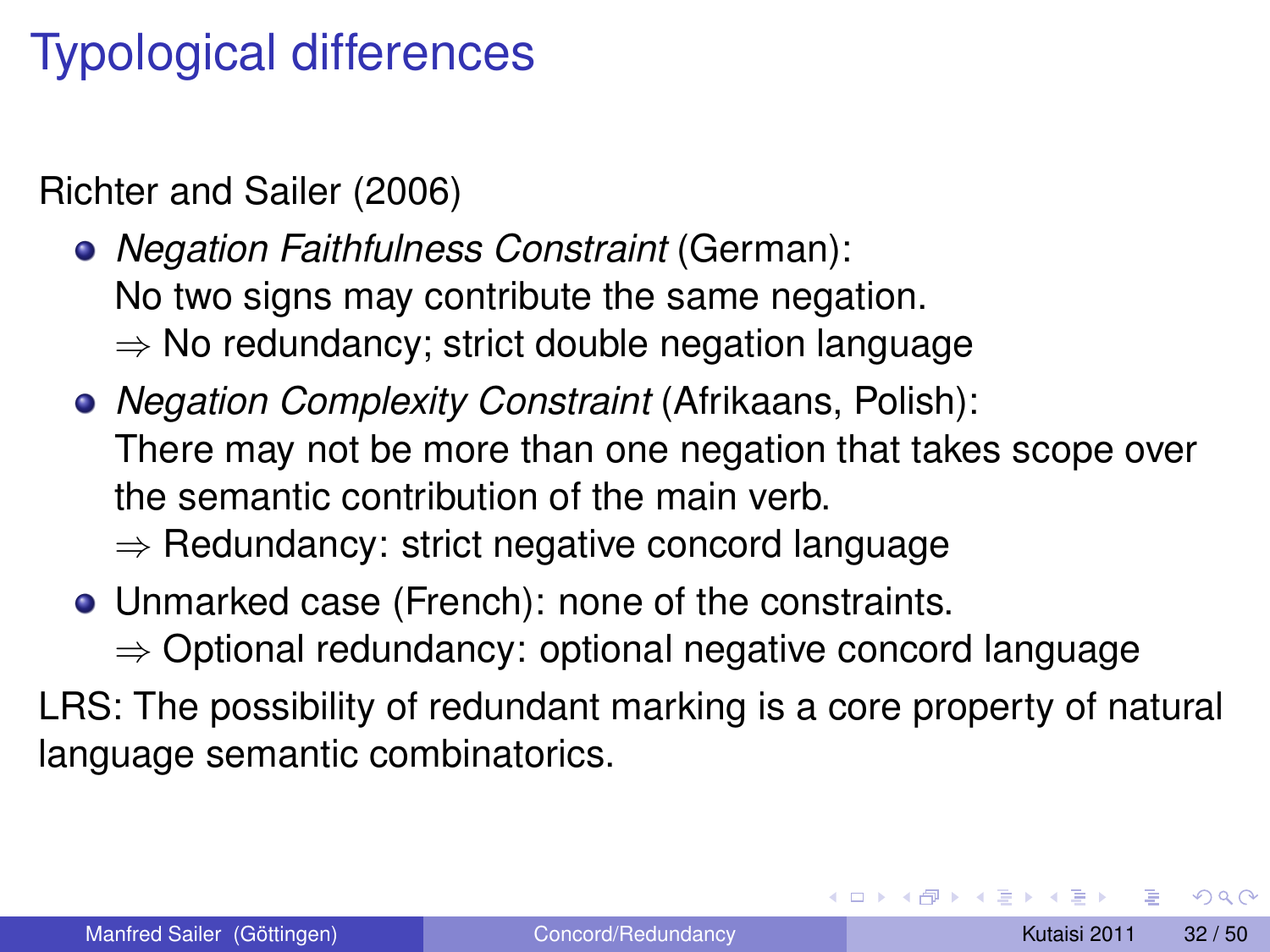# Typological differences

Richter and Sailer (2006)

- *Negation Faithfulness Constraint* (German):
  No two signs may contribute the same negation.
  $\Rightarrow$ No redundancy; strict double negation language
- *Negation Complexity Constraint* (Afrikaans, Polish):
  There may not be more than one negation that takes scope over the semantic contribution of the main verb.
  $\Rightarrow$ Redundancy: strict negative concord language
- Unmarked case (French): none of the constraints.
  $\Rightarrow$ Optional redundancy: optional negative concord language

LRS: The possibility of redundant marking is a core property of natural language semantic combinatorics.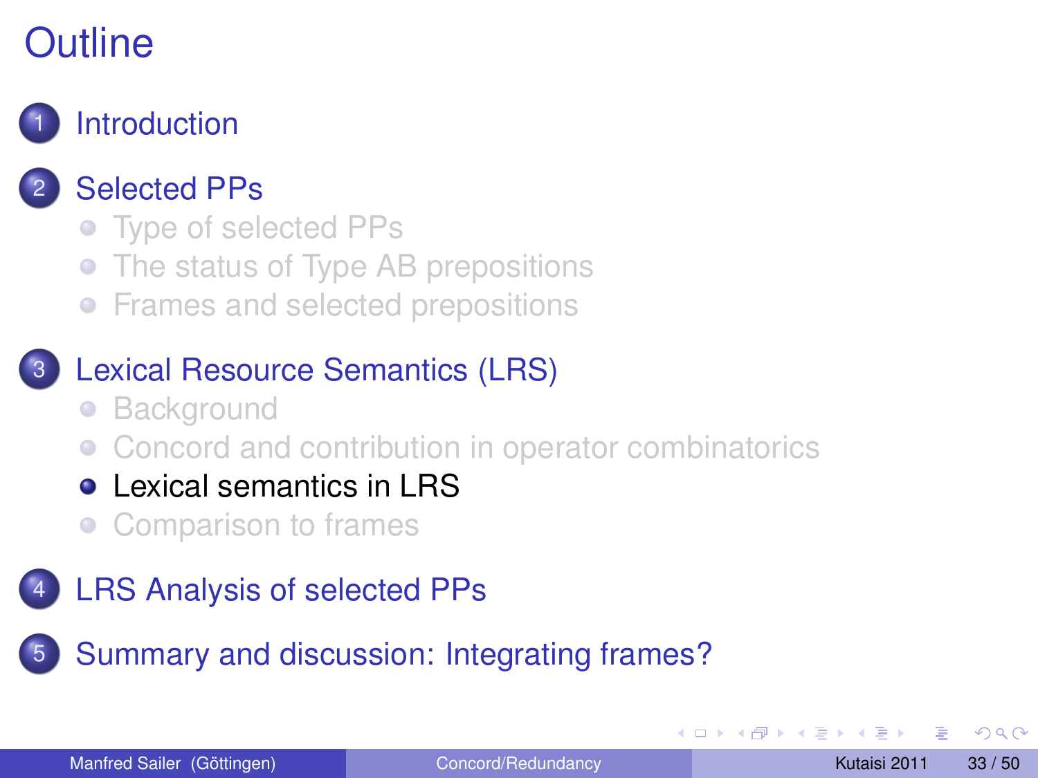# Outline

1. Introduction
2. Selected PPs
   - Type of selected PPs
   - The status of Type AB prepositions
   - Frames and selected prepositions
3. Lexical Resource Semantics (LRS)
   - Background
   - Concord and contribution in operator combinatorics
   - **Lexical semantics in LRS**
   - Comparison to frames
4. LRS Analysis of selected PPs
5. Summary and discussion: Integrating frames?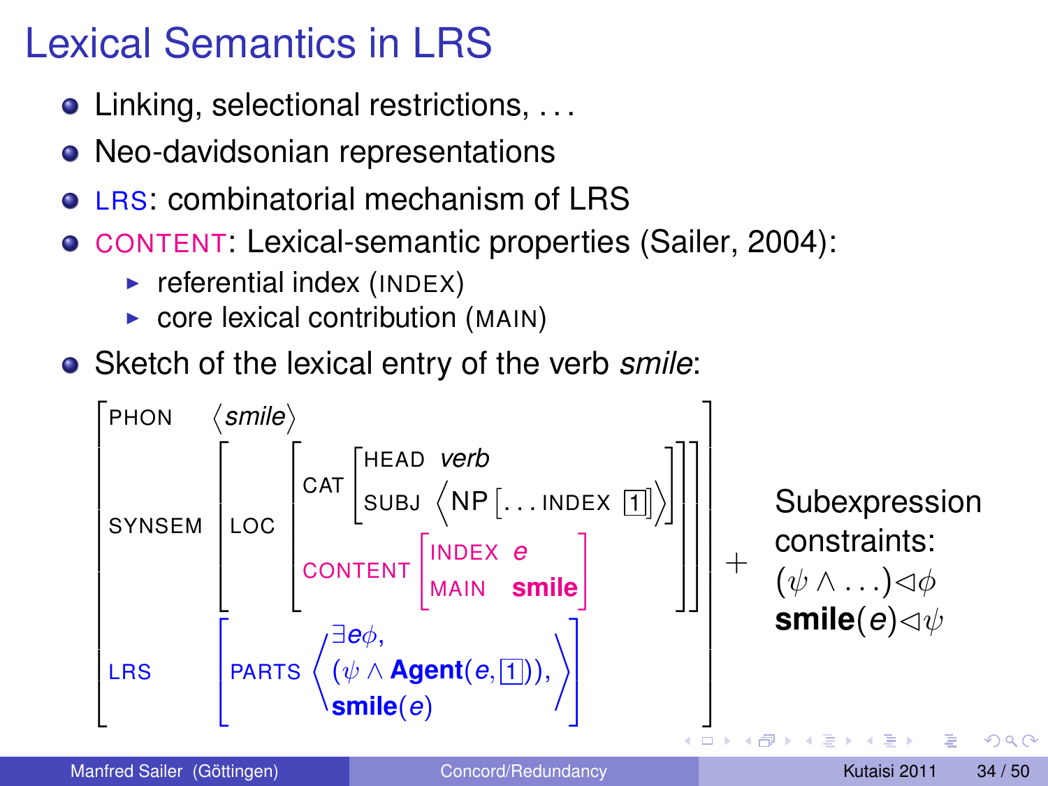# Lexical Semantics in LRS

- Linking, selectional restrictions, ...
- Neo-davidsonian representations
- LRS: combinatorial mechanism of LRS
- CONTENT: Lexical-semantic properties (Sailer, 2004):
  - referential index (INDEX)
  - core lexical contribution (MAIN)
- Sketch of the lexical entry of the verb *smile*:

$$
\begin{bmatrix}
\text{PHON} & \langle \textit{smile} \rangle \\
\text{SYNSEM} & \begin{bmatrix} \text{LOC} & \begin{bmatrix} \text{CAT} & \begin{bmatrix} \text{HEAD} & \textit{verb} \\ \text{SUBJ} & \left\langle \text{NP}[\ldots \text{INDEX } \boxed{1}] \right\rangle \end{bmatrix} \\ \text{CONTENT} & \begin{bmatrix} \text{INDEX} & e \\ \text{MAIN} & \textbf{smile} \end{bmatrix} \end{bmatrix} \end{bmatrix} \\
\text{LRS} & \begin{bmatrix} \text{PARTS} & \left\langle \begin{array}{l} \exists e \phi, \\ (\psi \wedge \textbf{Agent}(e, \boxed{1})), \\ \textbf{smile}(e) \end{array} \right\rangle \end{bmatrix}
\end{bmatrix}
+
$$

Subexpression constraints:

$(\psi \wedge \ldots) \triangleleft \phi$

$\textbf{smile}(e) \triangleleft \psi$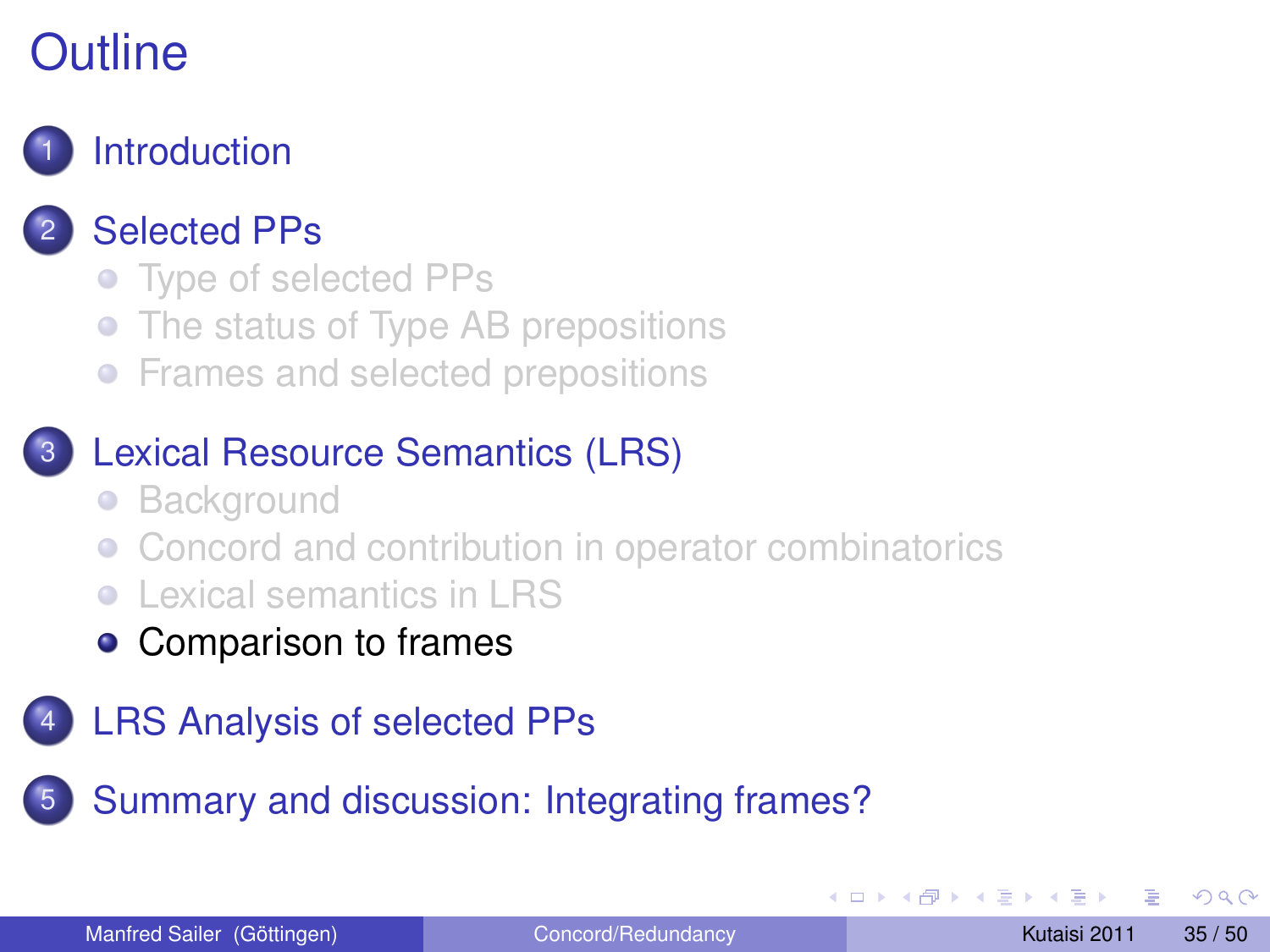# Outline

1. Introduction
2. Selected PPs
   - Type of selected PPs
   - The status of Type AB prepositions
   - Frames and selected prepositions
3. Lexical Resource Semantics (LRS)
   - Background
   - Concord and contribution in operator combinatorics
   - Lexical semantics in LRS
   - Comparison to frames
4. LRS Analysis of selected PPs
5. Summary and discussion: Integrating frames?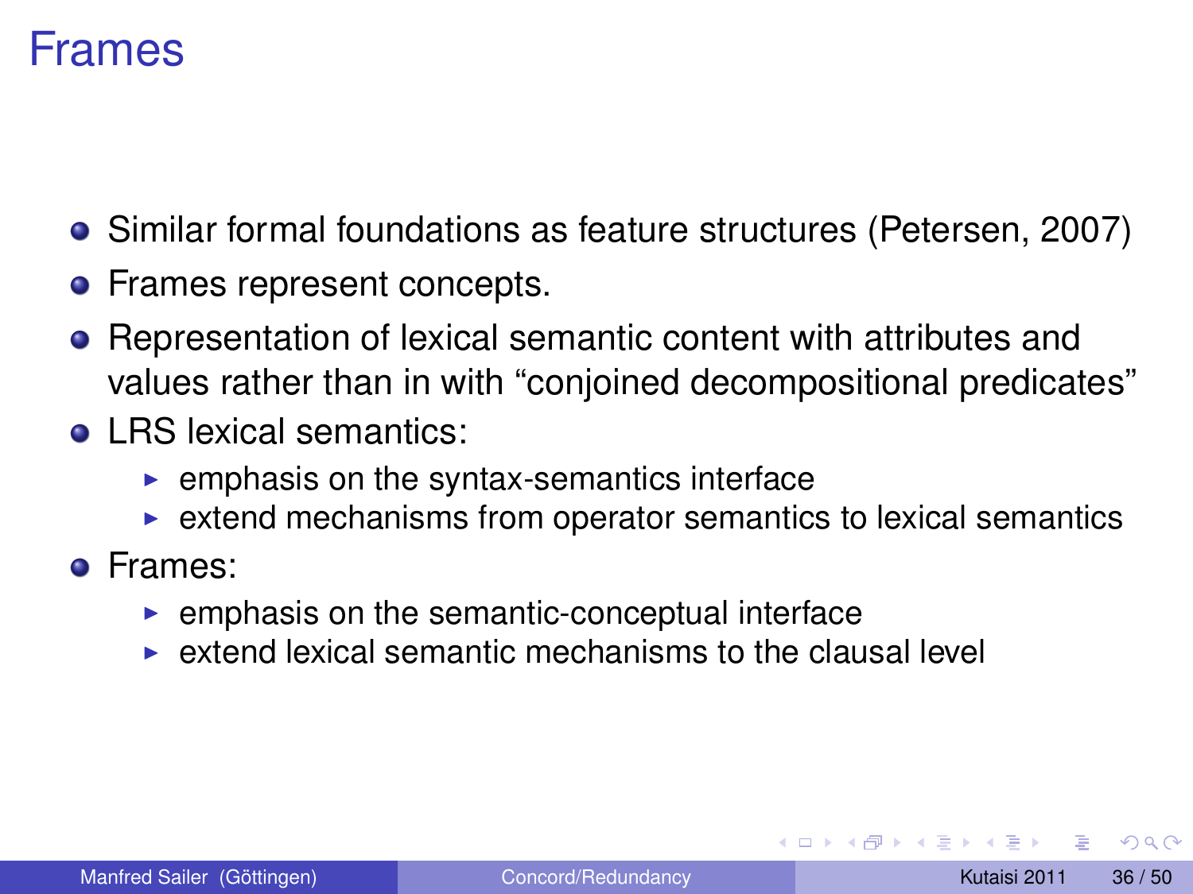# Frames

- Similar formal foundations as feature structures (Petersen, 2007)
- Frames represent concepts.
- Representation of lexical semantic content with attributes and values rather than in with "conjoined decompositional predicates"
- LRS lexical semantics:
  - emphasis on the syntax-semantics interface
  - extend mechanisms from operator semantics to lexical semantics
- Frames:
  - emphasis on the semantic-conceptual interface
  - extend lexical semantic mechanisms to the clausal level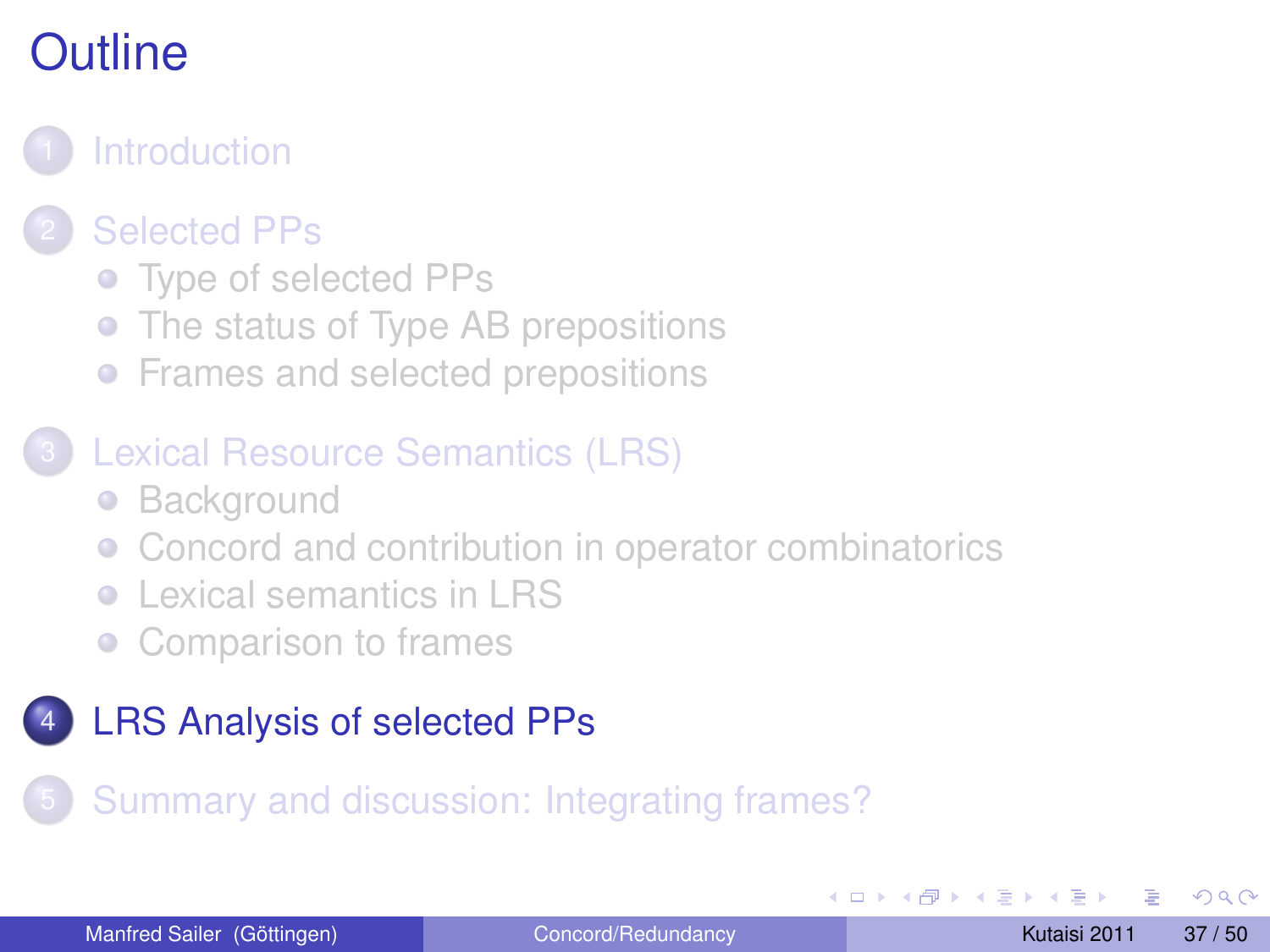# Outline

1. Introduction
2. Selected PPs
   - Type of selected PPs
   - The status of Type AB prepositions
   - Frames and selected prepositions
3. Lexical Resource Semantics (LRS)
   - Background
   - Concord and contribution in operator combinatorics
   - Lexical semantics in LRS
   - Comparison to frames
4. **LRS Analysis of selected PPs**
5. Summary and discussion: Integrating frames?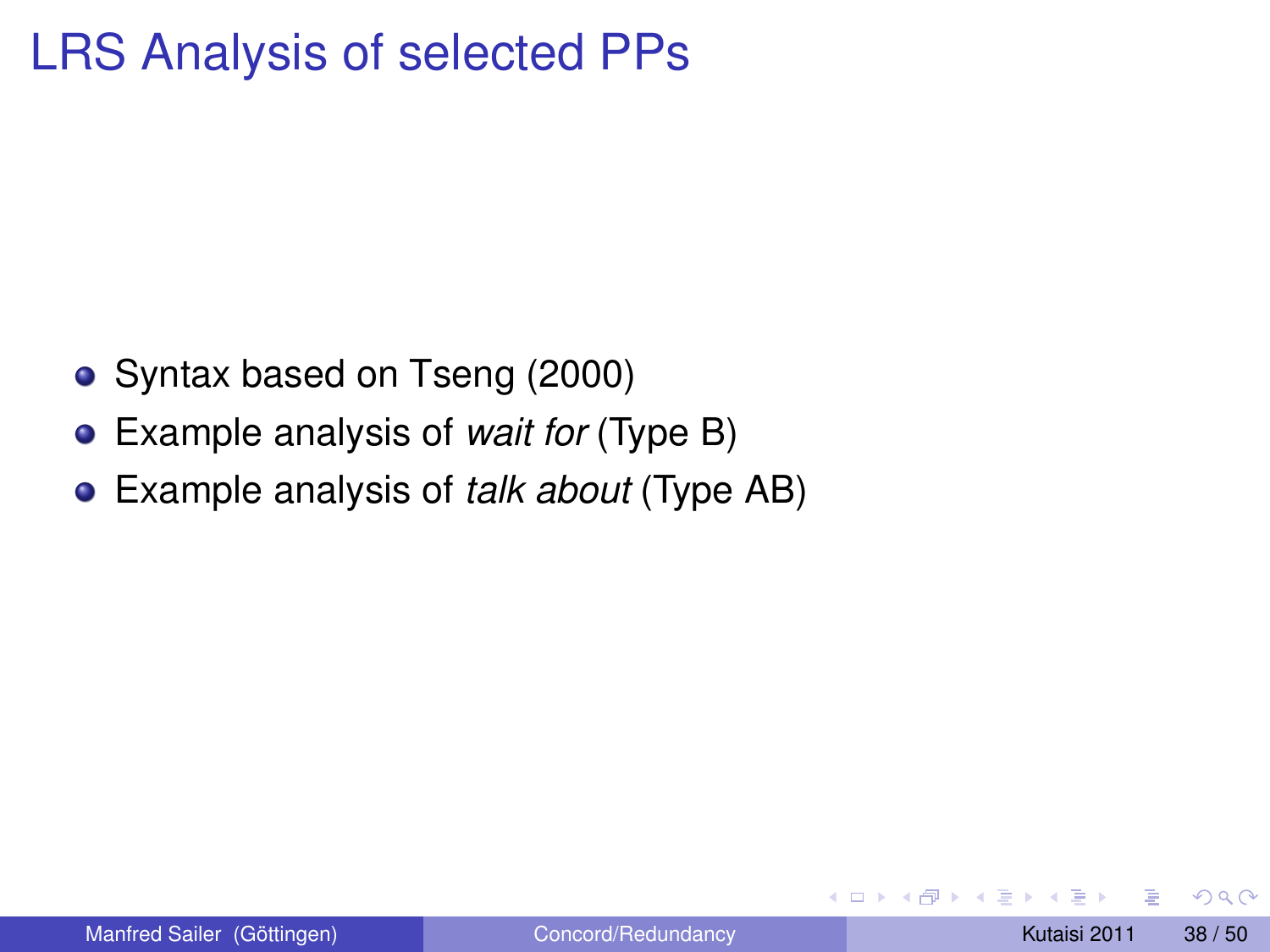# LRS Analysis of selected PPs

- Syntax based on Tseng (2000)
- Example analysis of *wait for* (Type B)
- Example analysis of *talk about* (Type AB)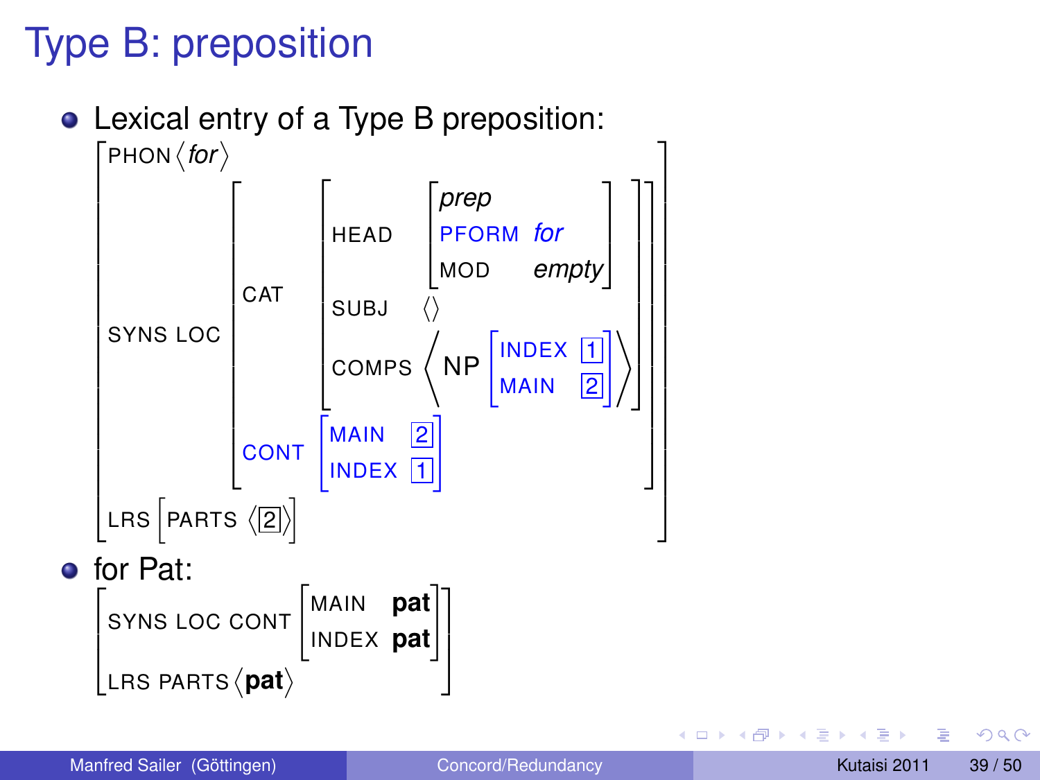# Type B: preposition

- Lexical entry of a Type B preposition:

$$
\begin{bmatrix}
\text{PHON}\ \langle \textit{for} \rangle \\
\text{SYNS LOC} \begin{bmatrix}
\text{CAT} \begin{bmatrix}
\text{HEAD} \begin{bmatrix} \textit{prep} \\ \text{PFORM} & \textit{for} \\ \text{MOD} & \textit{empty} \end{bmatrix} \\
\text{SUBJ} \quad \langle\rangle \\
\text{COMPS} \left\langle \text{NP} \begin{bmatrix} \text{INDEX} & \boxed{1} \\ \text{MAIN} & \boxed{2} \end{bmatrix} \right\rangle
\end{bmatrix} \\
\text{CONT} \begin{bmatrix} \text{MAIN} & \boxed{2} \\ \text{INDEX} & \boxed{1} \end{bmatrix}
\end{bmatrix} \\
\text{LRS} \begin{bmatrix} \text{PARTS} \ \langle \boxed{2} \rangle \end{bmatrix}
\end{bmatrix}
$$

- for Pat:

$$
\begin{bmatrix}
\text{SYNS LOC CONT} \begin{bmatrix} \text{MAIN} & \textbf{pat} \\ \text{INDEX} & \textbf{pat} \end{bmatrix} \\
\text{LRS PARTS} \langle \textbf{pat} \rangle
\end{bmatrix}
$$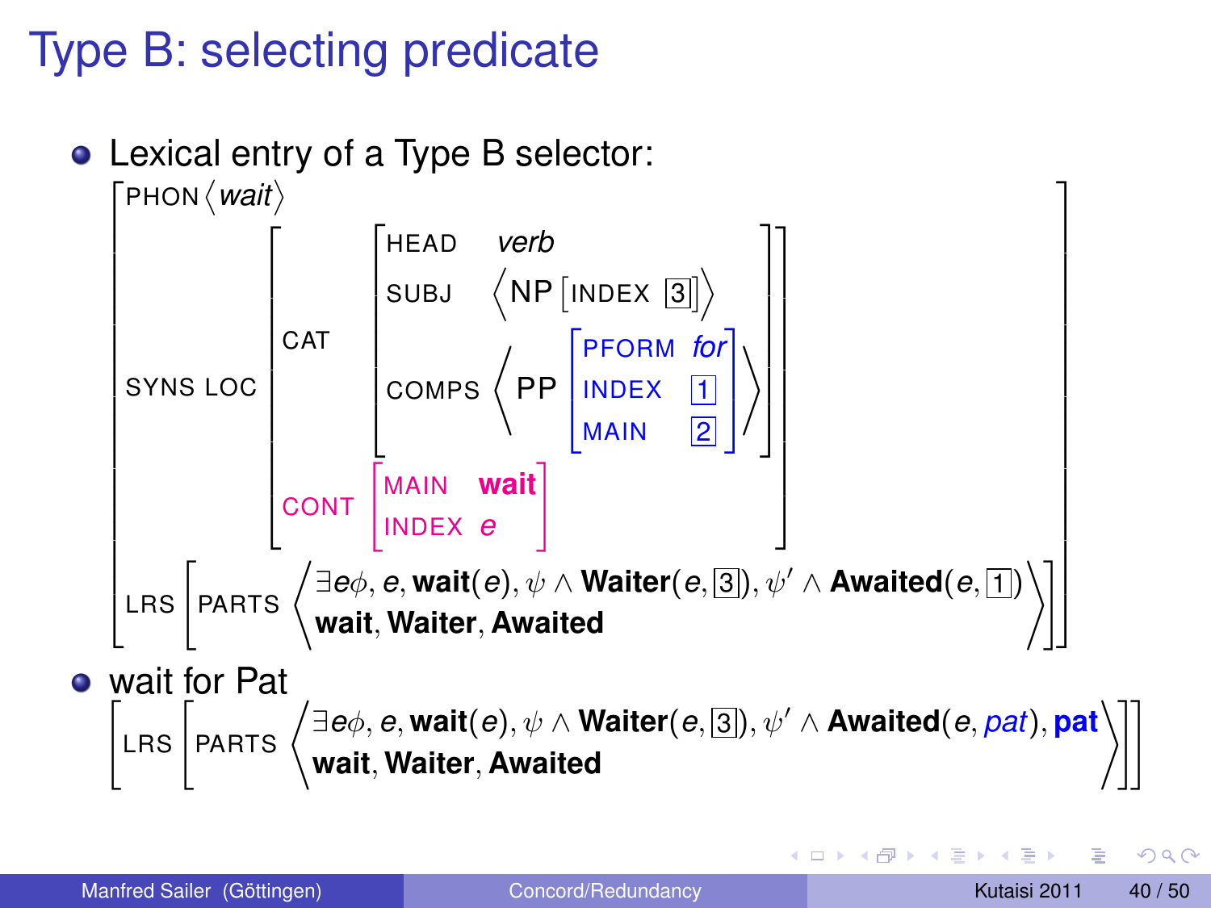# Type B: selecting predicate

- Lexical entry of a Type B selector:

$$
\begin{bmatrix}
\text{PHON} \langle \textit{wait} \rangle \\
\text{SYNS LOC} \begin{bmatrix}
\text{CAT} \begin{bmatrix}
\text{HEAD} & \textit{verb} \\
\text{SUBJ} & \left\langle \text{NP} \begin{bmatrix} \text{INDEX } \boxed{3} \end{bmatrix} \right\rangle \\
\text{COMPS} & \left\langle \text{PP} \begin{bmatrix} \text{PFORM} & \textit{for} \\ \text{INDEX} & \boxed{1} \\ \text{MAIN} & \boxed{2} \end{bmatrix} \right\rangle
\end{bmatrix} \\
\text{CONT} \begin{bmatrix} \text{MAIN} & \textbf{wait} \\ \text{INDEX} & e \end{bmatrix}
\end{bmatrix} \\
\text{LRS} \begin{bmatrix} \text{PARTS} \left\langle \begin{array}{l} \exists e \phi, e, \textbf{wait}(e), \psi \wedge \textbf{Waiter}(e, \boxed{3}), \psi' \wedge \textbf{Awaited}(e, \boxed{1}) \\ \textbf{wait}, \textbf{Waiter}, \textbf{Awaited} \end{array} \right\rangle \end{bmatrix}
\end{bmatrix}
$$

- wait for Pat

$$
\begin{bmatrix}
\text{LRS} \begin{bmatrix} \text{PARTS} \left\langle \begin{array}{l} \exists e \phi, e, \textbf{wait}(e), \psi \wedge \textbf{Waiter}(e, \boxed{3}), \psi' \wedge \textbf{Awaited}(e, \textit{pat}), \textbf{pat} \\ \textbf{wait}, \textbf{Waiter}, \textbf{Awaited} \end{array} \right\rangle \end{bmatrix}
\end{bmatrix}
$$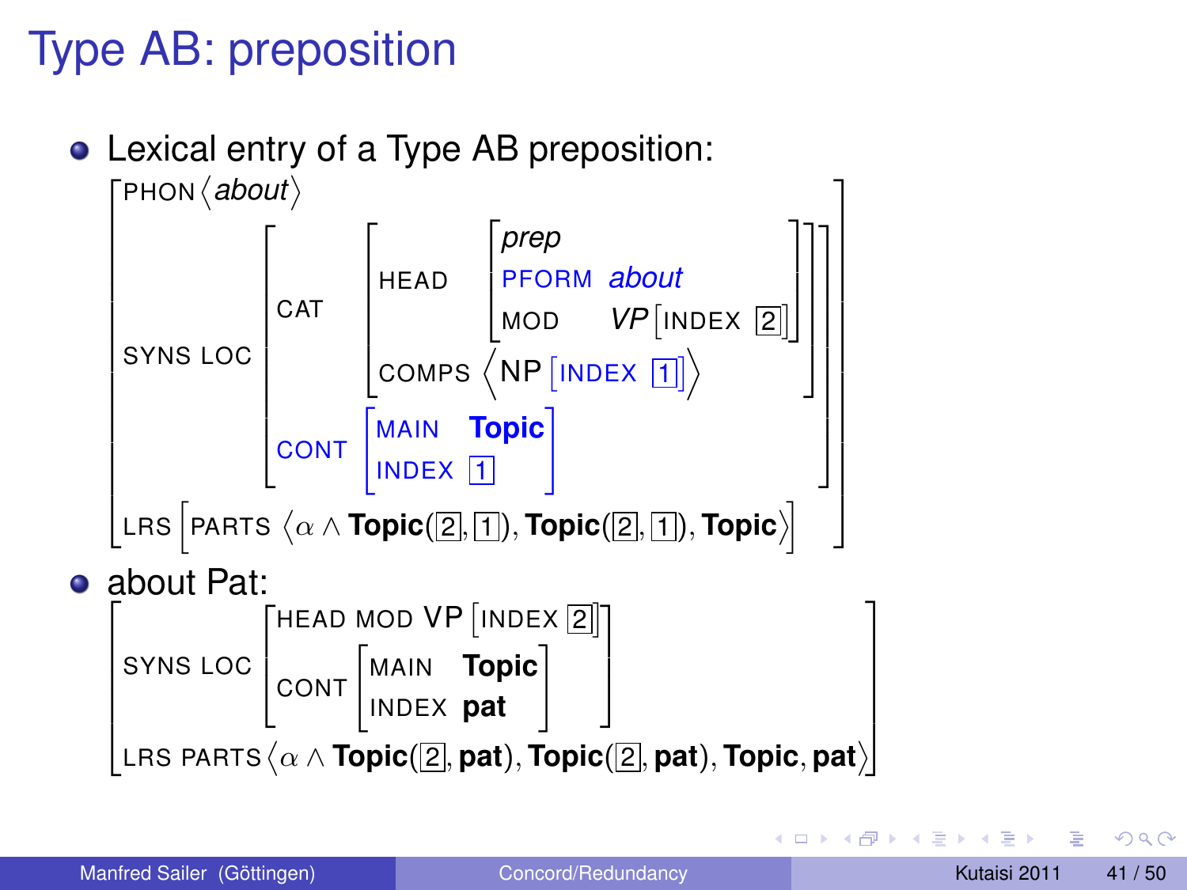# Type AB: preposition

- Lexical entry of a Type AB preposition:

$$
\begin{bmatrix}
\text{PHON} \langle \textit{about} \rangle \\
\text{SYNS LOC} \begin{bmatrix}
\text{CAT} \begin{bmatrix}
\text{HEAD} \begin{bmatrix} \textit{prep} \\ \text{PFORM} \;\; \textit{about} \\ \text{MOD} \;\; \textit{VP}\,[\text{INDEX } \boxed{2}] \end{bmatrix} \\
\text{COMPS} \left\langle \text{NP}\,[\text{INDEX } \boxed{1}] \right\rangle
\end{bmatrix} \\
\text{CONT} \begin{bmatrix} \text{MAIN} \;\; \textbf{Topic} \\ \text{INDEX} \;\; \boxed{1} \end{bmatrix}
\end{bmatrix} \\
\text{LRS} \left[ \text{PARTS} \left\langle \alpha \wedge \textbf{Topic}(\boxed{2}, \boxed{1}), \textbf{Topic}(\boxed{2}, \boxed{1}), \textbf{Topic} \right\rangle \right]
\end{bmatrix}
$$

- about Pat:

$$
\begin{bmatrix}
\text{SYNS LOC} \begin{bmatrix}
\text{HEAD MOD VP}\,[\text{INDEX } \boxed{2}] \\
\text{CONT} \begin{bmatrix} \text{MAIN} \;\; \textbf{Topic} \\ \text{INDEX} \;\; \textbf{pat} \end{bmatrix}
\end{bmatrix} \\
\text{LRS PARTS} \left\langle \alpha \wedge \textbf{Topic}(\boxed{2}, \textbf{pat}), \textbf{Topic}(\boxed{2}, \textbf{pat}), \textbf{Topic}, \textbf{pat} \right\rangle
\end{bmatrix}
$$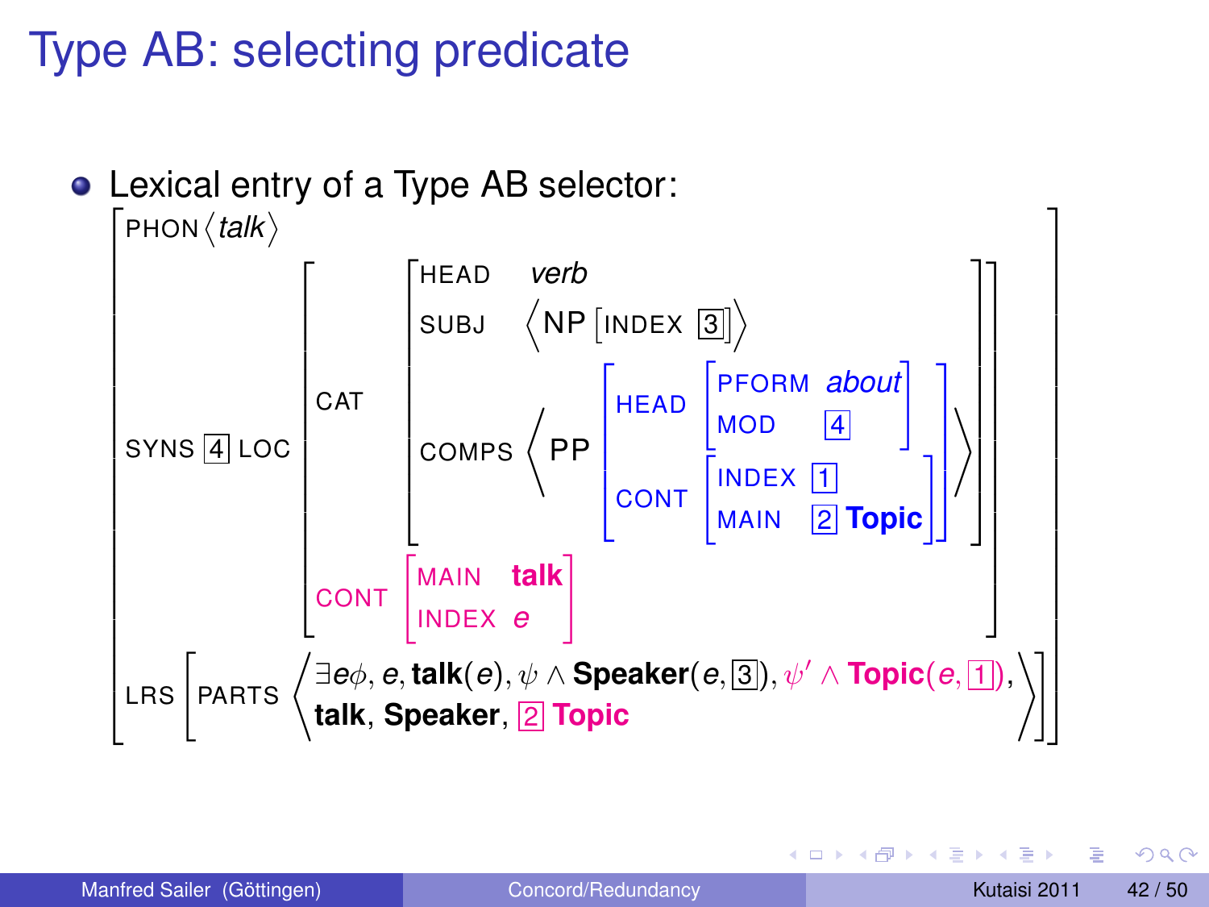# Type AB: selecting predicate

- Lexical entry of a Type AB selector:

$$
\begin{bmatrix}
\text{PHON}\ \langle \textit{talk} \rangle \\
\text{SYNS}\ \boxed{4}\ \text{LOC} \begin{bmatrix}
\text{CAT} \begin{bmatrix}
\text{HEAD} & \textit{verb} \\
\text{SUBJ} & \left\langle \text{NP}\ [\text{INDEX}\ \boxed{3}] \right\rangle \\
\text{COMPS} & \left\langle \text{PP} \begin{bmatrix}
\text{HEAD} \begin{bmatrix} \text{PFORM} & \textit{about} \\ \text{MOD} & \boxed{4} \end{bmatrix} \\
\text{CONT} \begin{bmatrix} \text{INDEX} & \boxed{1} \\ \text{MAIN} & \boxed{2}\ \textbf{Topic} \end{bmatrix}
\end{bmatrix} \right\rangle
\end{bmatrix} \\
\text{CONT} \begin{bmatrix} \text{MAIN} & \textbf{talk} \\ \text{INDEX} & e \end{bmatrix}
\end{bmatrix} \\
\text{LRS} \begin{bmatrix} \text{PARTS} \left\langle \begin{array}{l} \exists e \phi, e, \textbf{talk}(e), \psi \wedge \textbf{Speaker}(e, \boxed{3}), \psi' \wedge \textbf{Topic}(e, \boxed{1}), \\ \textbf{talk}, \textbf{Speaker}, \boxed{2}\ \textbf{Topic} \end{array} \right\rangle \end{bmatrix}
\end{bmatrix}
$$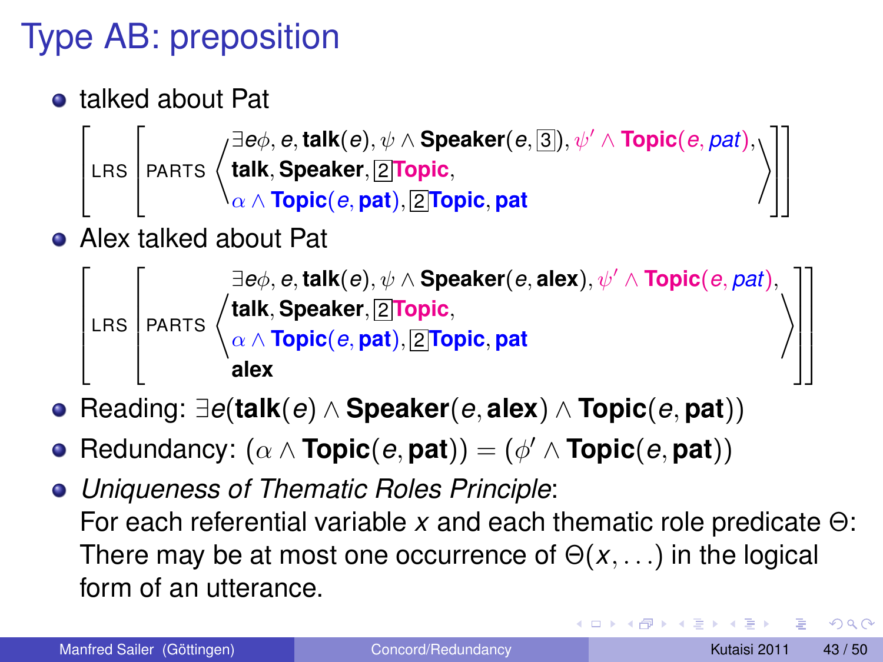# Type AB: preposition

- talked about Pat

$$\left[\text{LRS}\left[\text{PARTS}\left\langle\begin{array}{l}\exists e\phi, e, \textbf{talk}(e), \psi \wedge \textbf{Speaker}(e, \boxed{3}), \psi' \wedge \textbf{Topic}(e, pat), \\ \textbf{talk}, \textbf{Speaker}, \boxed{2}\textbf{Topic}, \\ \alpha \wedge \textbf{Topic}(e, \textbf{pat}), \boxed{2}\textbf{Topic}, \textbf{pat}\end{array}\right\rangle\right]\right]$$

- Alex talked about Pat

$$\left[\text{LRS}\left[\text{PARTS}\left\langle\begin{array}{l}\exists e\phi, e, \textbf{talk}(e), \psi \wedge \textbf{Speaker}(e, \textbf{alex}), \psi' \wedge \textbf{Topic}(e, pat), \\ \textbf{talk}, \textbf{Speaker}, \boxed{2}\textbf{Topic}, \\ \alpha \wedge \textbf{Topic}(e, \textbf{pat}), \boxed{2}\textbf{Topic}, \textbf{pat} \\ \textbf{alex}\end{array}\right\rangle\right]\right]$$

- Reading: $\exists e(\textbf{talk}(e) \wedge \textbf{Speaker}(e, \textbf{alex}) \wedge \textbf{Topic}(e, \textbf{pat}))$
- Redundancy: $(\alpha \wedge \textbf{Topic}(e, \textbf{pat})) = (\phi' \wedge \textbf{Topic}(e, \textbf{pat}))$
- *Uniqueness of Thematic Roles Principle*:
  For each referential variable $x$ and each thematic role predicate $\Theta$: There may be at most one occurrence of $\Theta(x, \ldots)$ in the logical form of an utterance.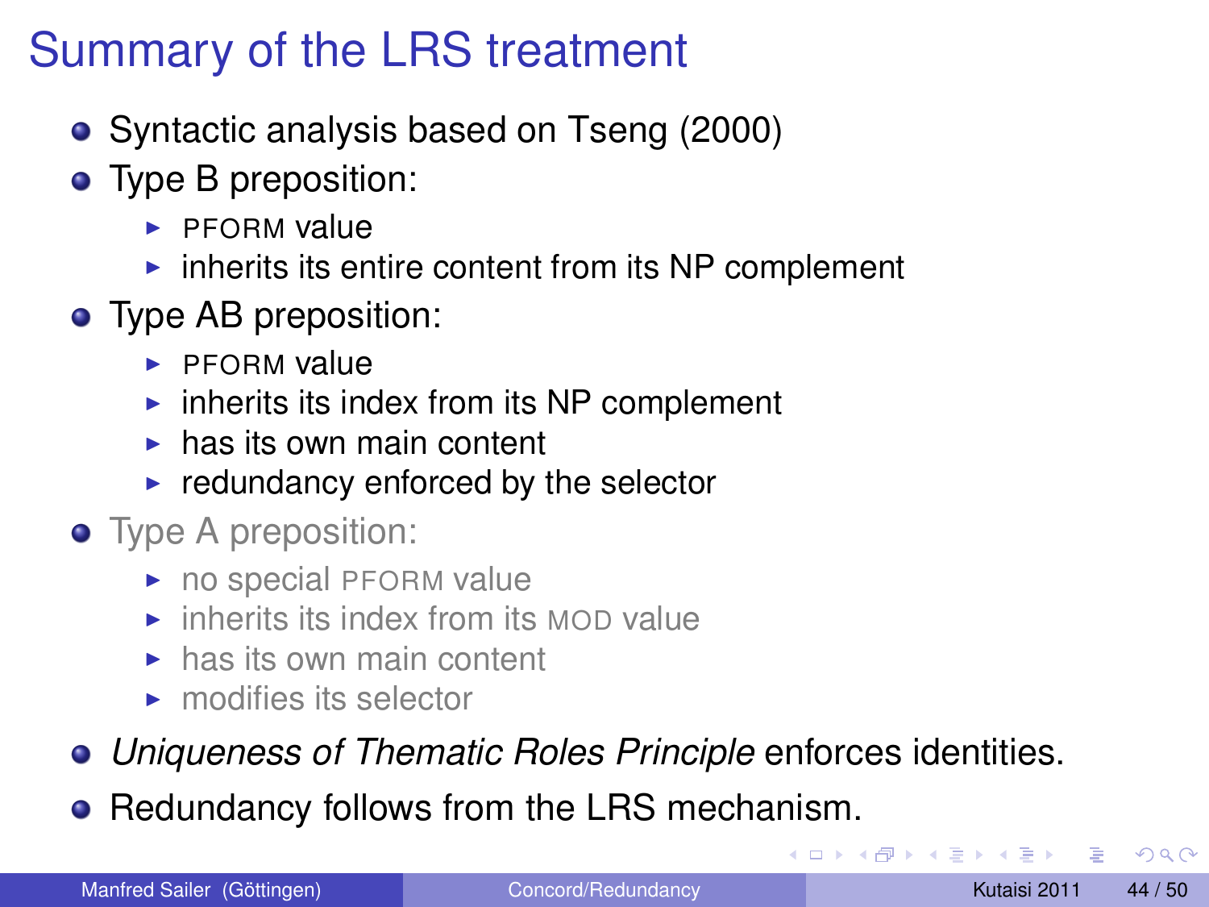# Summary of the LRS treatment

- Syntactic analysis based on Tseng (2000)
- Type B preposition:
  - PFORM value
  - inherits its entire content from its NP complement
- Type AB preposition:
  - PFORM value
  - inherits its index from its NP complement
  - has its own main content
  - redundancy enforced by the selector
- Type A preposition:
  - no special PFORM value
  - inherits its index from its MOD value
  - has its own main content
  - modifies its selector
- *Uniqueness of Thematic Roles Principle* enforces identities.
- Redundancy follows from the LRS mechanism.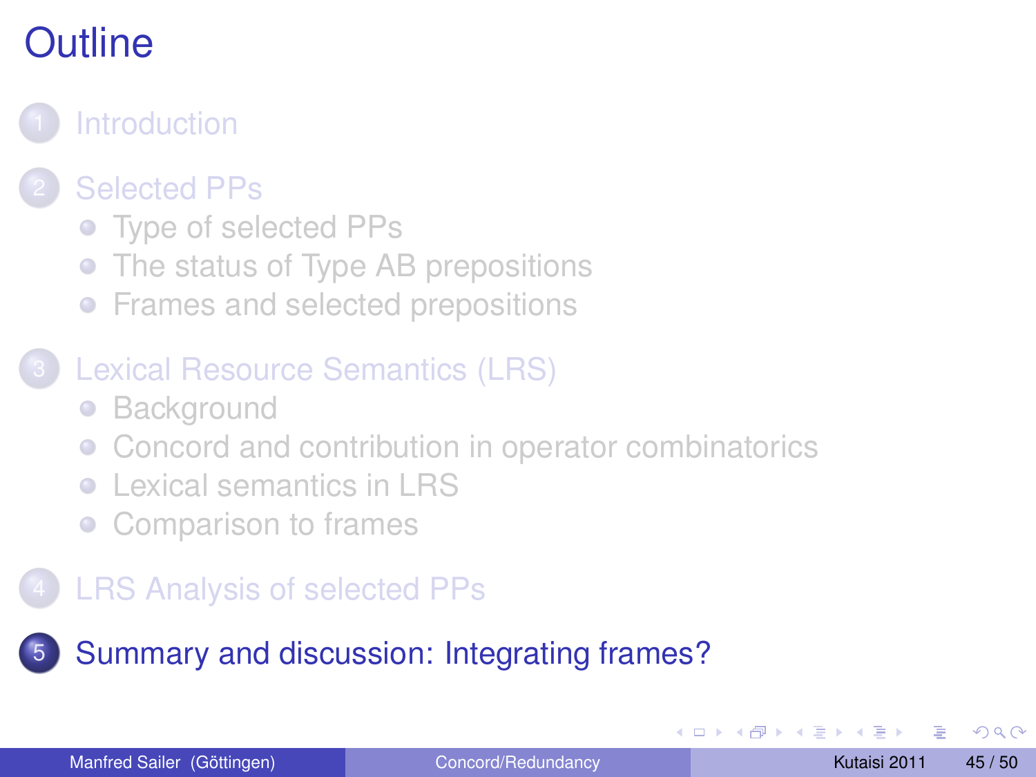# Outline

1. Introduction
2. Selected PPs
   - Type of selected PPs
   - The status of Type AB prepositions
   - Frames and selected prepositions
3. Lexical Resource Semantics (LRS)
   - Background
   - Concord and contribution in operator combinatorics
   - Lexical semantics in LRS
   - Comparison to frames
4. LRS Analysis of selected PPs
5. Summary and discussion: Integrating frames?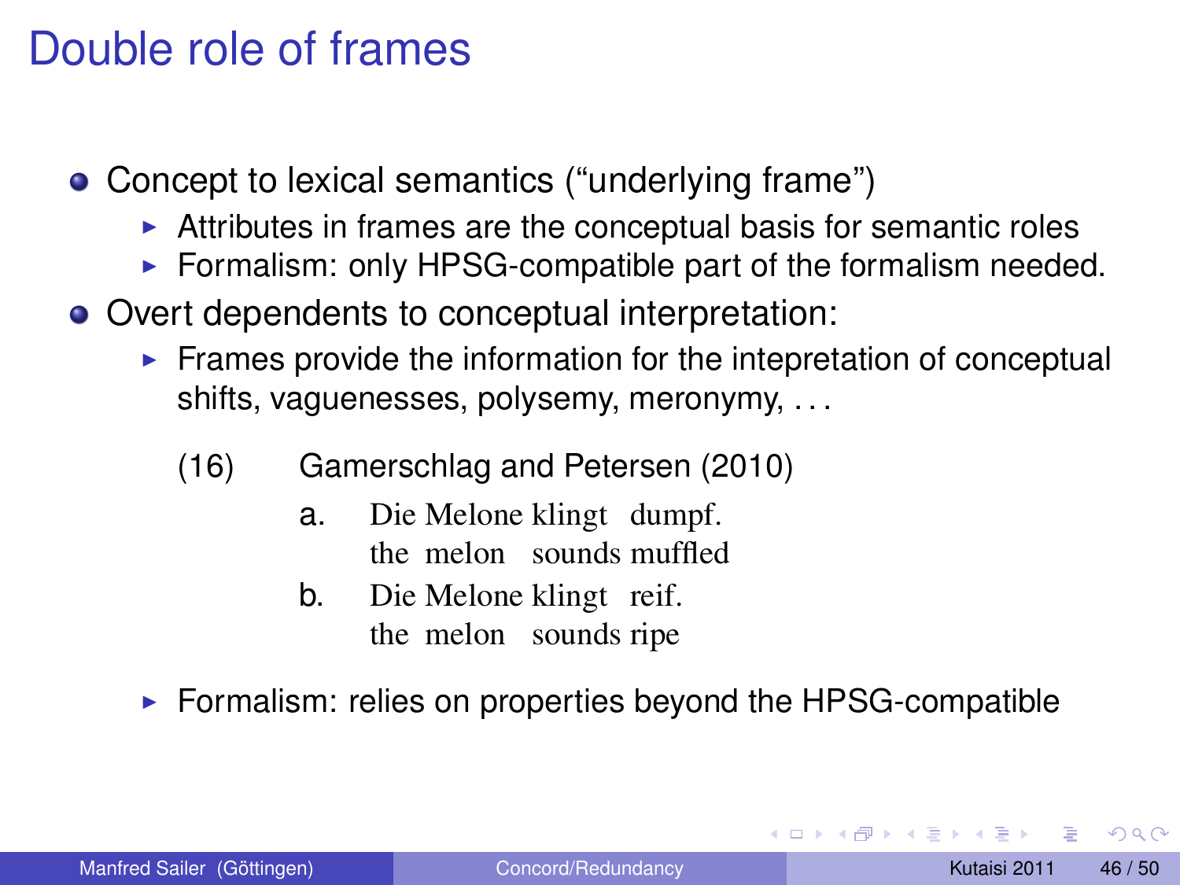# Double role of frames

- Concept to lexical semantics ("underlying frame")
  - Attributes in frames are the conceptual basis for semantic roles
  - Formalism: only HPSG-compatible part of the formalism needed.
- Overt dependents to conceptual interpretation:
  - Frames provide the information for the intepretation of conceptual shifts, vaguenesses, polysemy, meronymy, . . .

    (16) Gamerschlag and Petersen (2010)

    a. Die Melone klingt dumpf.
       the melon sounds muffled

    b. Die Melone klingt reif.
       the melon sounds ripe

  - Formalism: relies on properties beyond the HPSG-compatible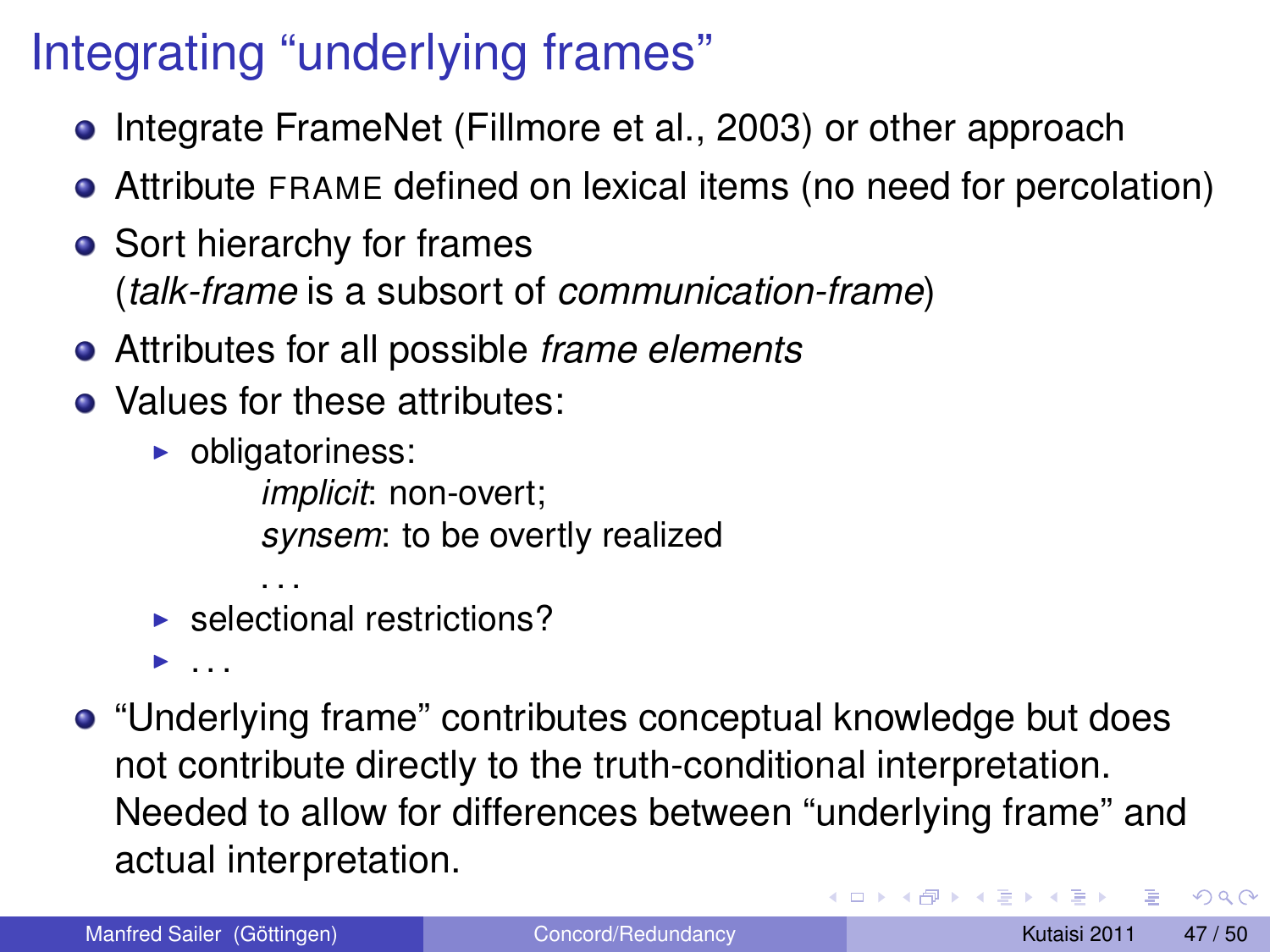# Integrating "underlying frames"

- Integrate FrameNet (Fillmore et al., 2003) or other approach
- Attribute FRAME defined on lexical items (no need for percolation)
- Sort hierarchy for frames
  (*talk-frame* is a subsort of *communication-frame*)
- Attributes for all possible *frame elements*
- Values for these attributes:
  - obligatoriness:
    - *implicit*: non-overt;
    - *synsem*: to be overtly realized
    - ...
  - selectional restrictions?
  - ...
- "Underlying frame" contributes conceptual knowledge but does not contribute directly to the truth-conditional interpretation. Needed to allow for differences between "underlying frame" and actual interpretation.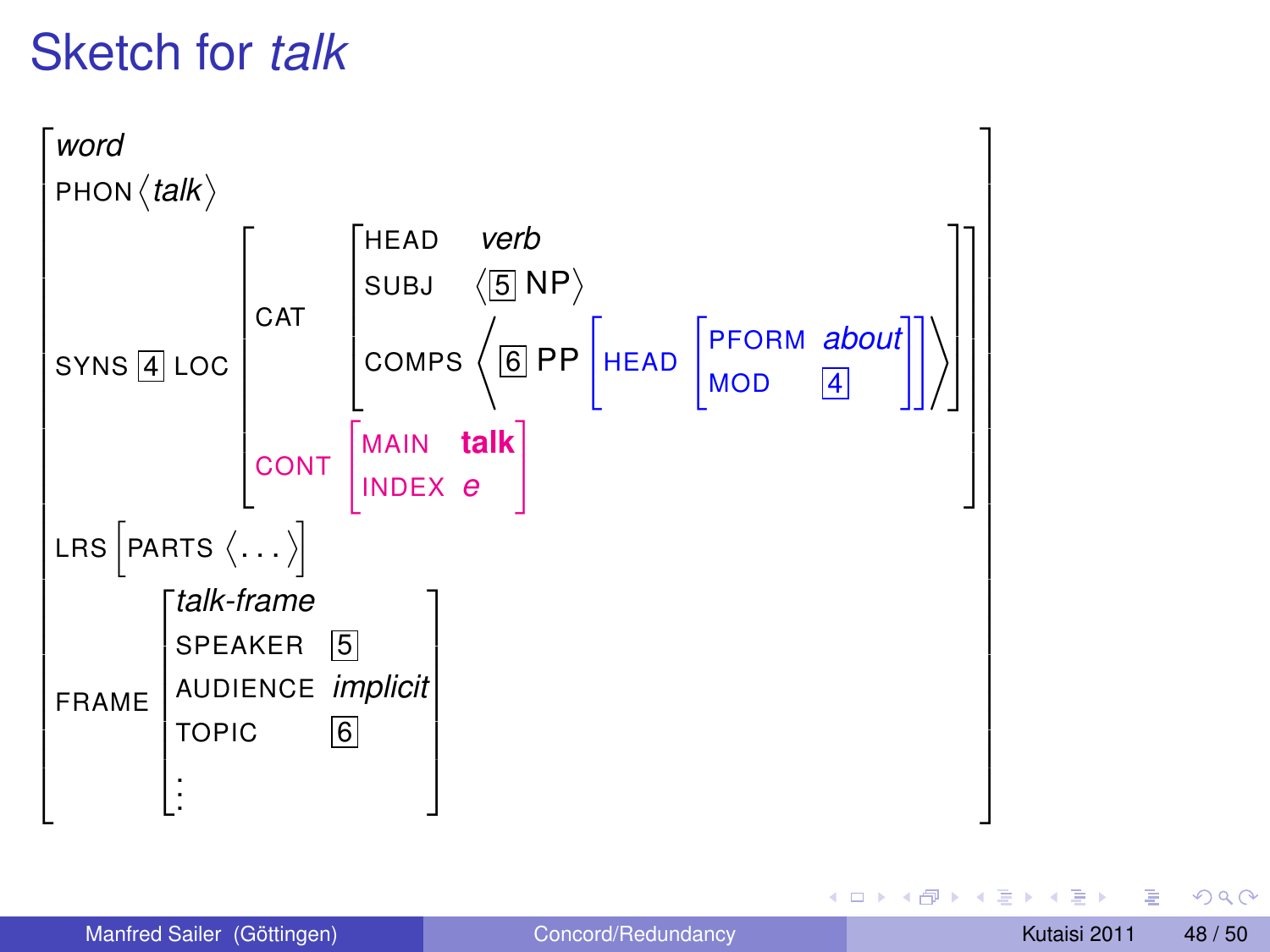# Sketch for *talk*

$$
\begin{bmatrix}
\textit{word} \\
\text{PHON}\ \langle \textit{talk} \rangle \\
\text{SYNS}\ \boxed{4}\ \text{LOC} \begin{bmatrix}
\text{CAT} \begin{bmatrix}
\text{HEAD} & \textit{verb} \\
\text{SUBJ} & \langle \boxed{5}\ \text{NP} \rangle \\
\text{COMPS} & \left\langle \boxed{6}\ \text{PP} \begin{bmatrix} \text{HEAD} \begin{bmatrix} \text{PFORM} & \textit{about} \\ \text{MOD} & \boxed{4} \end{bmatrix} \end{bmatrix} \right\rangle
\end{bmatrix} \\
\text{CONT} \begin{bmatrix} \text{MAIN} & \textbf{talk} \\ \text{INDEX} & e \end{bmatrix}
\end{bmatrix} \\
\text{LRS} \begin{bmatrix} \text{PARTS}\ \langle \ldots \rangle \end{bmatrix} \\
\text{FRAME} \begin{bmatrix}
\textit{talk-frame} \\
\text{SPEAKER} & \boxed{5} \\
\text{AUDIENCE} & \textit{implicit} \\
\text{TOPIC} & \boxed{6} \\
\vdots
\end{bmatrix}
\end{bmatrix}
$$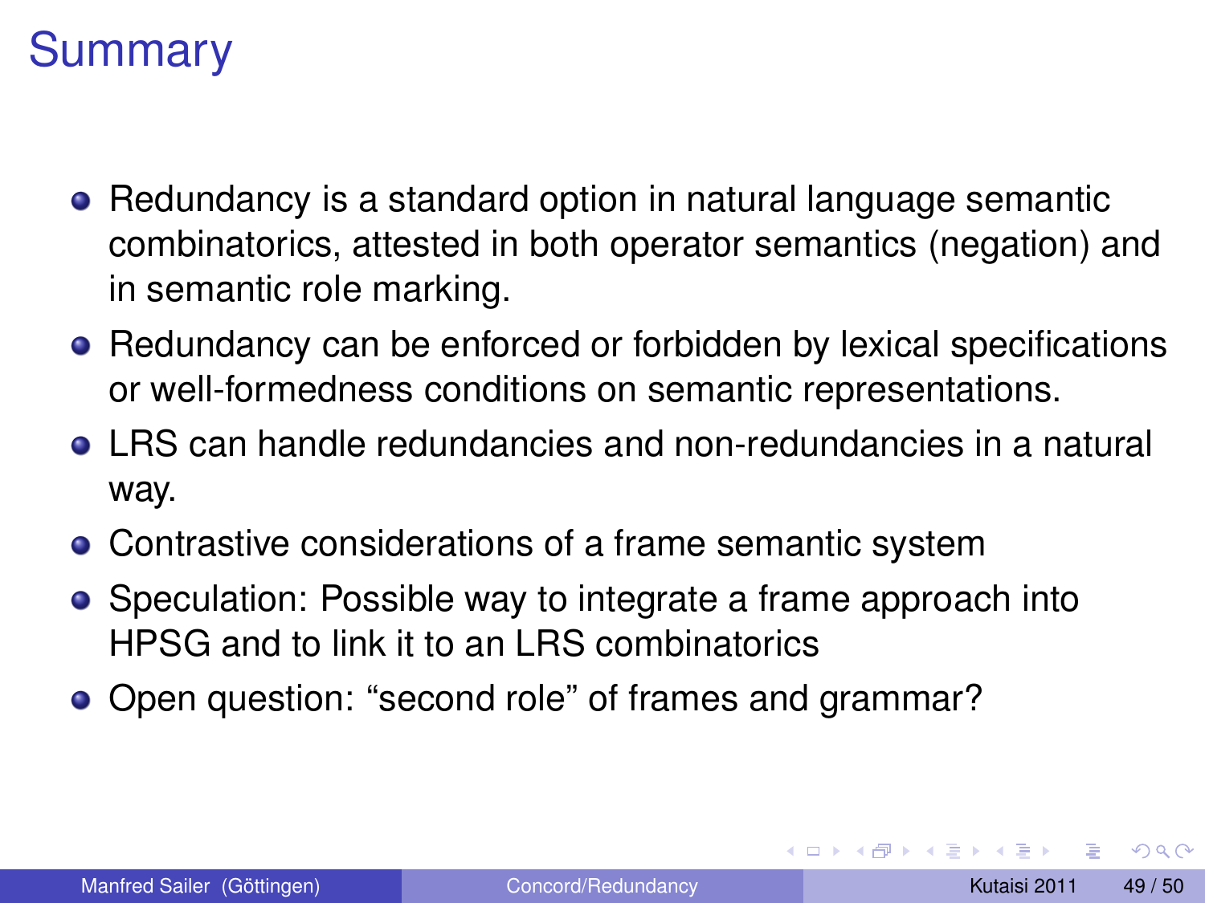# Summary

- Redundancy is a standard option in natural language semantic combinatorics, attested in both operator semantics (negation) and in semantic role marking.
- Redundancy can be enforced or forbidden by lexical specifications or well-formedness conditions on semantic representations.
- LRS can handle redundancies and non-redundancies in a natural way.
- Contrastive considerations of a frame semantic system
- Speculation: Possible way to integrate a frame approach into HPSG and to link it to an LRS combinatorics
- Open question: “second role” of frames and grammar?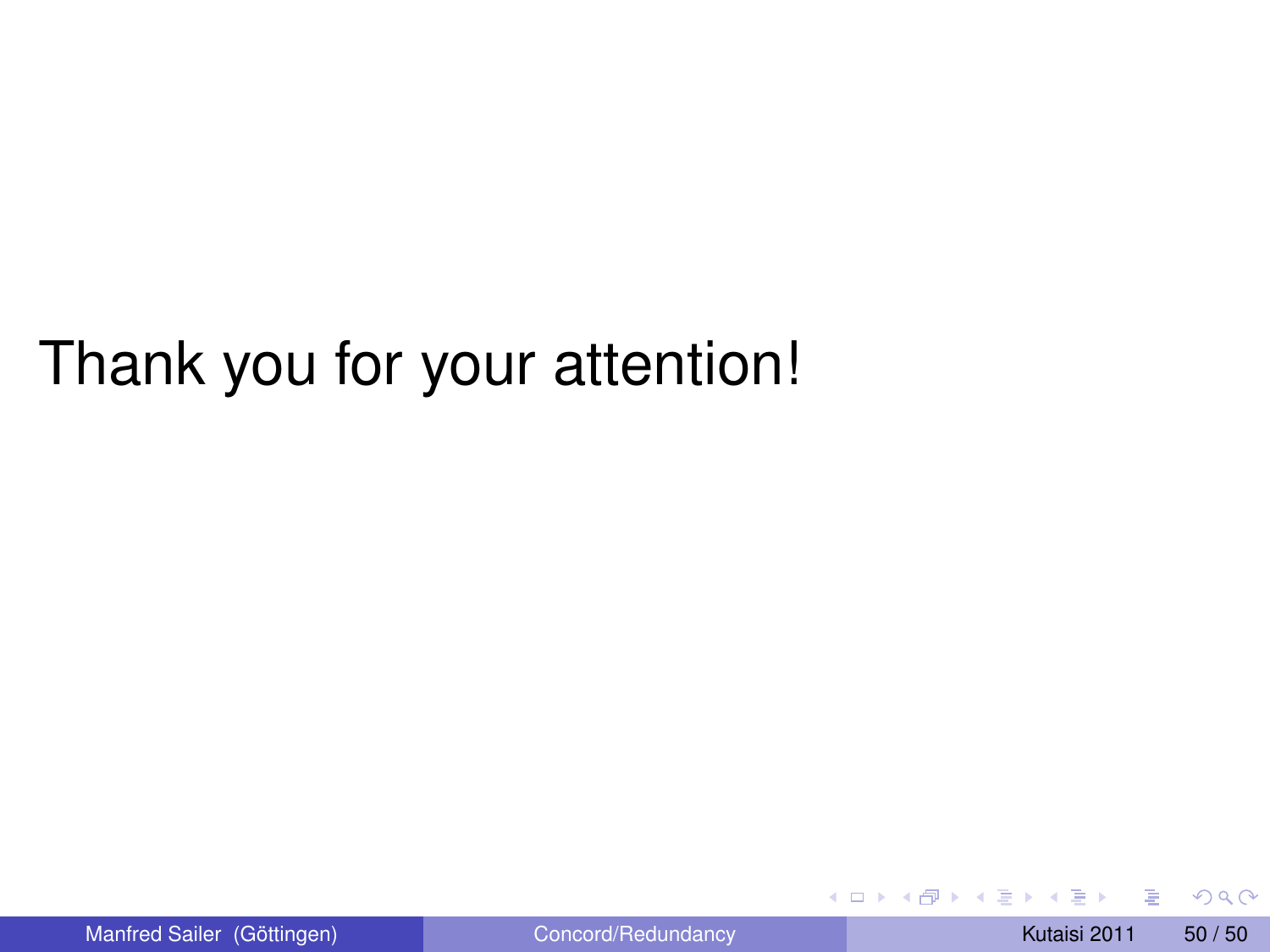Thank you for your attention!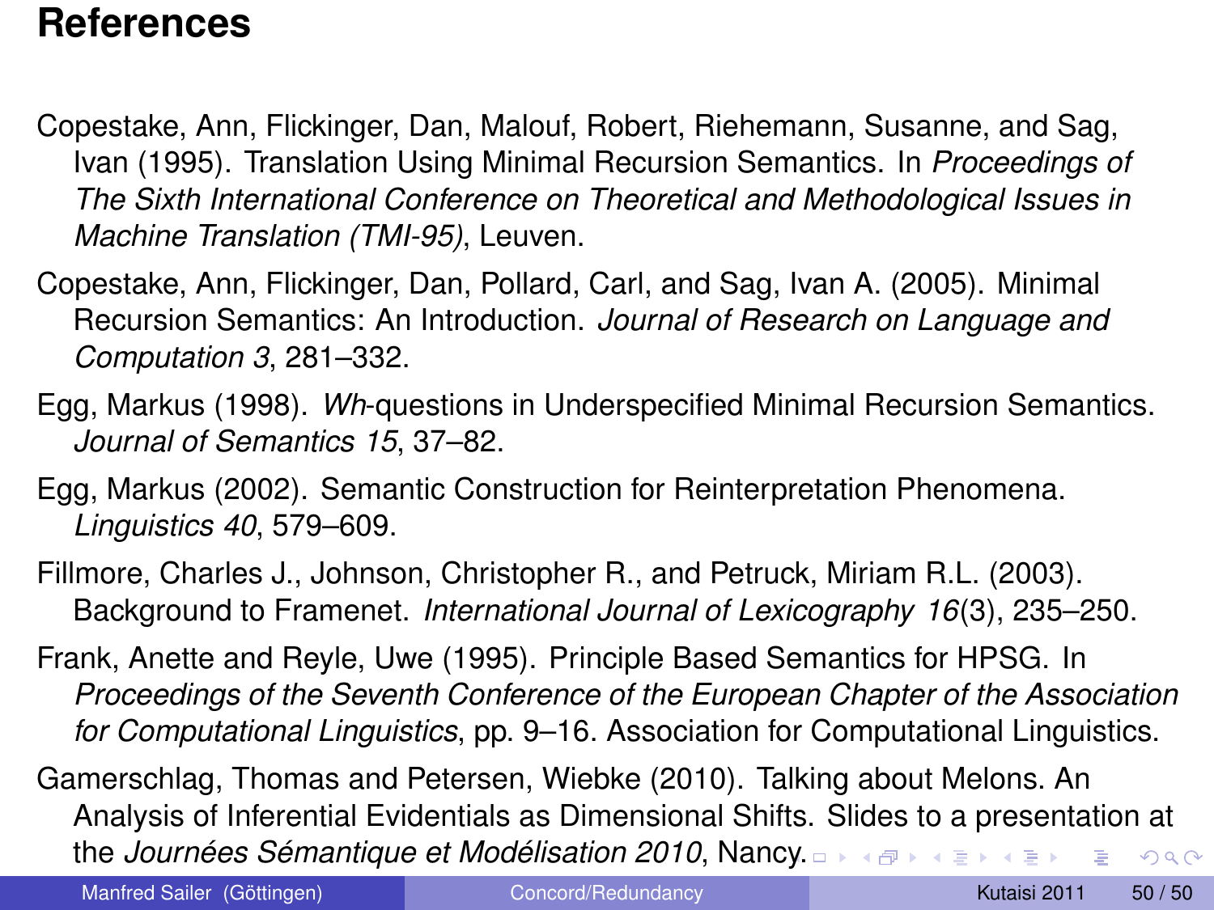# References

Copestake, Ann, Flickinger, Dan, Malouf, Robert, Riehemann, Susanne, and Sag, Ivan (1995). Translation Using Minimal Recursion Semantics. In *Proceedings of The Sixth International Conference on Theoretical and Methodological Issues in Machine Translation (TMI-95)*, Leuven.

Copestake, Ann, Flickinger, Dan, Pollard, Carl, and Sag, Ivan A. (2005). Minimal Recursion Semantics: An Introduction. *Journal of Research on Language and Computation 3*, 281–332.

Egg, Markus (1998). *Wh*-questions in Underspecified Minimal Recursion Semantics. *Journal of Semantics 15*, 37–82.

Egg, Markus (2002). Semantic Construction for Reinterpretation Phenomena. *Linguistics 40*, 579–609.

Fillmore, Charles J., Johnson, Christopher R., and Petruck, Miriam R.L. (2003). Background to Framenet. *International Journal of Lexicography 16*(3), 235–250.

Frank, Anette and Reyle, Uwe (1995). Principle Based Semantics for HPSG. In *Proceedings of the Seventh Conference of the European Chapter of the Association for Computational Linguistics*, pp. 9–16. Association for Computational Linguistics.

Gamerschlag, Thomas and Petersen, Wiebke (2010). Talking about Melons. An Analysis of Inferential Evidentials as Dimensional Shifts. Slides to a presentation at the *Journées Sémantique et Modélisation 2010*, Nancy.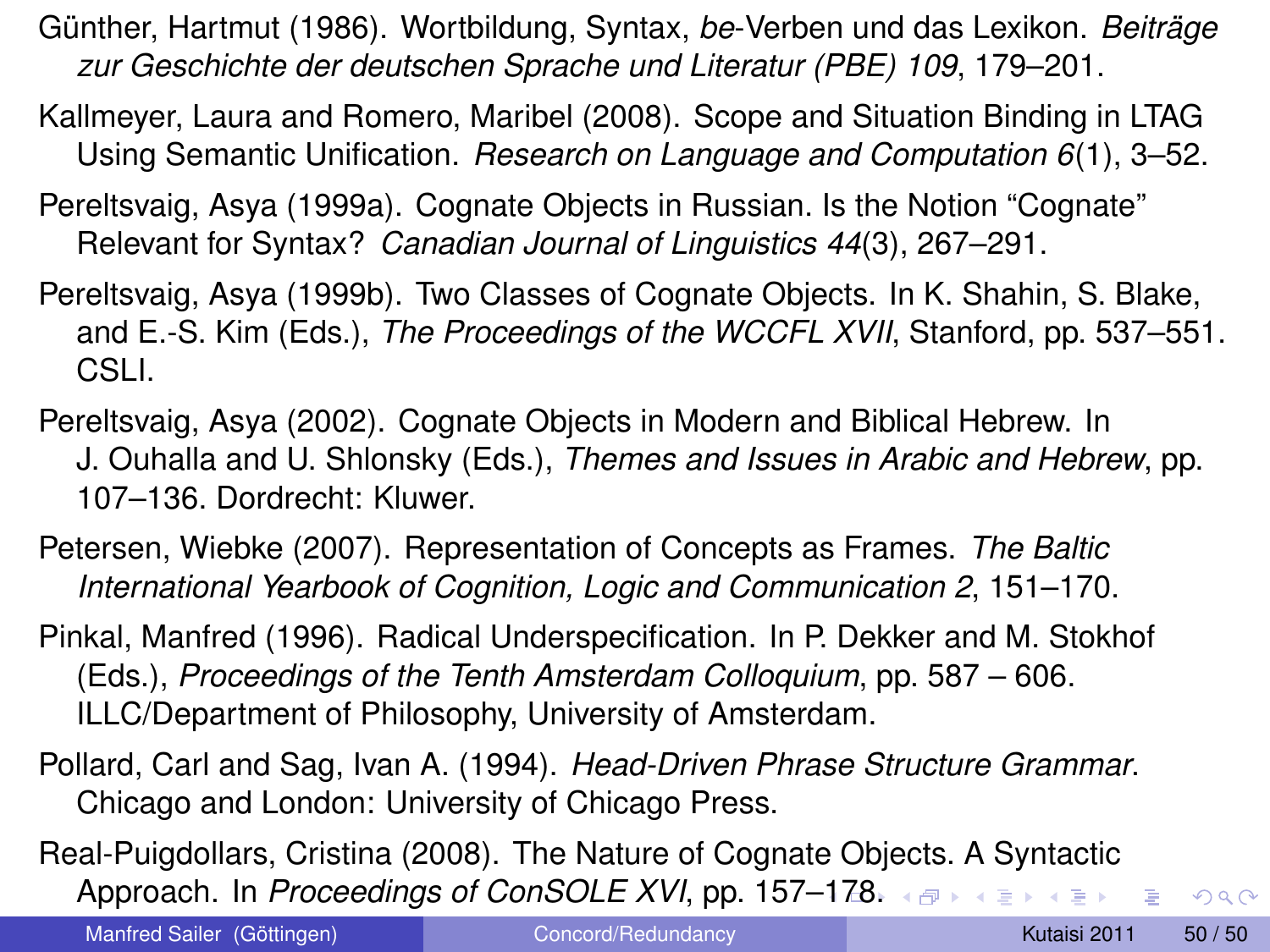Günther, Hartmut (1986). Wortbildung, Syntax, *be*-Verben und das Lexikon. *Beiträge zur Geschichte der deutschen Sprache und Literatur (PBE) 109*, 179–201.

Kallmeyer, Laura and Romero, Maribel (2008). Scope and Situation Binding in LTAG Using Semantic Unification. *Research on Language and Computation 6*(1), 3–52.

Pereltsvaig, Asya (1999a). Cognate Objects in Russian. Is the Notion "Cognate" Relevant for Syntax? *Canadian Journal of Linguistics 44*(3), 267–291.

Pereltsvaig, Asya (1999b). Two Classes of Cognate Objects. In K. Shahin, S. Blake, and E.-S. Kim (Eds.), *The Proceedings of the WCCFL XVII*, Stanford, pp. 537–551. CSLI.

Pereltsvaig, Asya (2002). Cognate Objects in Modern and Biblical Hebrew. In J. Ouhalla and U. Shlonsky (Eds.), *Themes and Issues in Arabic and Hebrew*, pp. 107–136. Dordrecht: Kluwer.

Petersen, Wiebke (2007). Representation of Concepts as Frames. *The Baltic International Yearbook of Cognition, Logic and Communication 2*, 151–170.

Pinkal, Manfred (1996). Radical Underspecification. In P. Dekker and M. Stokhof (Eds.), *Proceedings of the Tenth Amsterdam Colloquium*, pp. 587 – 606. ILLC/Department of Philosophy, University of Amsterdam.

Pollard, Carl and Sag, Ivan A. (1994). *Head-Driven Phrase Structure Grammar*. Chicago and London: University of Chicago Press.

Real-Puigdollars, Cristina (2008). The Nature of Cognate Objects. A Syntactic Approach. In *Proceedings of ConSOLE XVI*, pp. 157–178.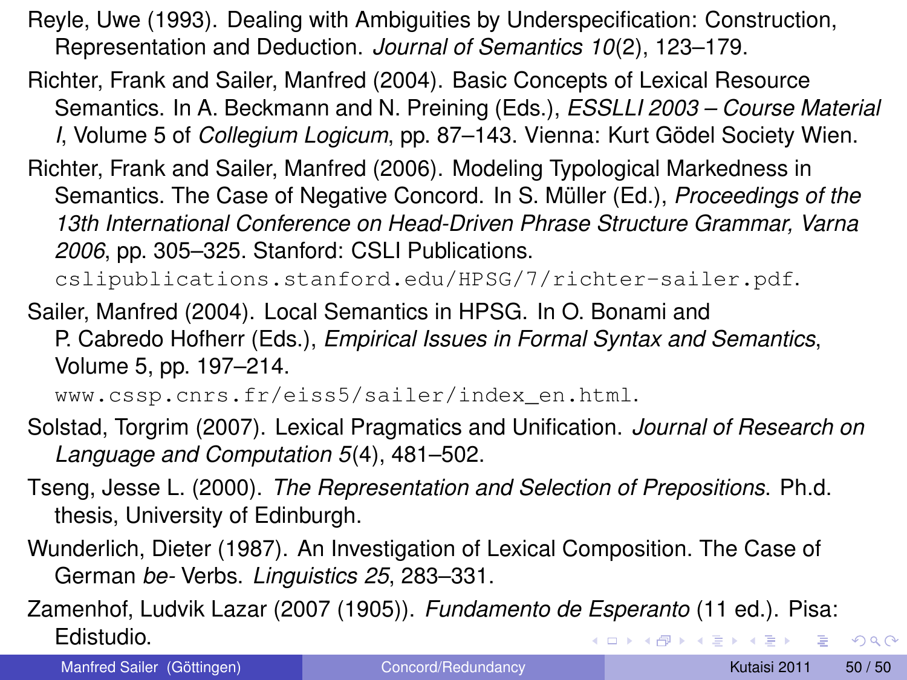Reyle, Uwe (1993). Dealing with Ambiguities by Underspecification: Construction, Representation and Deduction. *Journal of Semantics 10*(2), 123–179.

Richter, Frank and Sailer, Manfred (2004). Basic Concepts of Lexical Resource Semantics. In A. Beckmann and N. Preining (Eds.), *ESSLLI 2003 – Course Material I*, Volume 5 of *Collegium Logicum*, pp. 87–143. Vienna: Kurt Gödel Society Wien.

Richter, Frank and Sailer, Manfred (2006). Modeling Typological Markedness in Semantics. The Case of Negative Concord. In S. Müller (Ed.), *Proceedings of the 13th International Conference on Head-Driven Phrase Structure Grammar, Varna 2006*, pp. 305–325. Stanford: CSLI Publications. `cslipublications.stanford.edu/HPSG/7/richter-sailer.pdf`.

Sailer, Manfred (2004). Local Semantics in HPSG. In O. Bonami and P. Cabredo Hofherr (Eds.), *Empirical Issues in Formal Syntax and Semantics*, Volume 5, pp. 197–214. `www.cssp.cnrs.fr/eiss5/sailer/index_en.html`.

Solstad, Torgrim (2007). Lexical Pragmatics and Unification. *Journal of Research on Language and Computation 5*(4), 481–502.

Tseng, Jesse L. (2000). *The Representation and Selection of Prepositions*. Ph.d. thesis, University of Edinburgh.

Wunderlich, Dieter (1987). An Investigation of Lexical Composition. The Case of German *be-* Verbs. *Linguistics 25*, 283–331.

Zamenhof, Ludvik Lazar (2007 (1905)). *Fundamento de Esperanto* (11 ed.). Pisa: Edistudio.